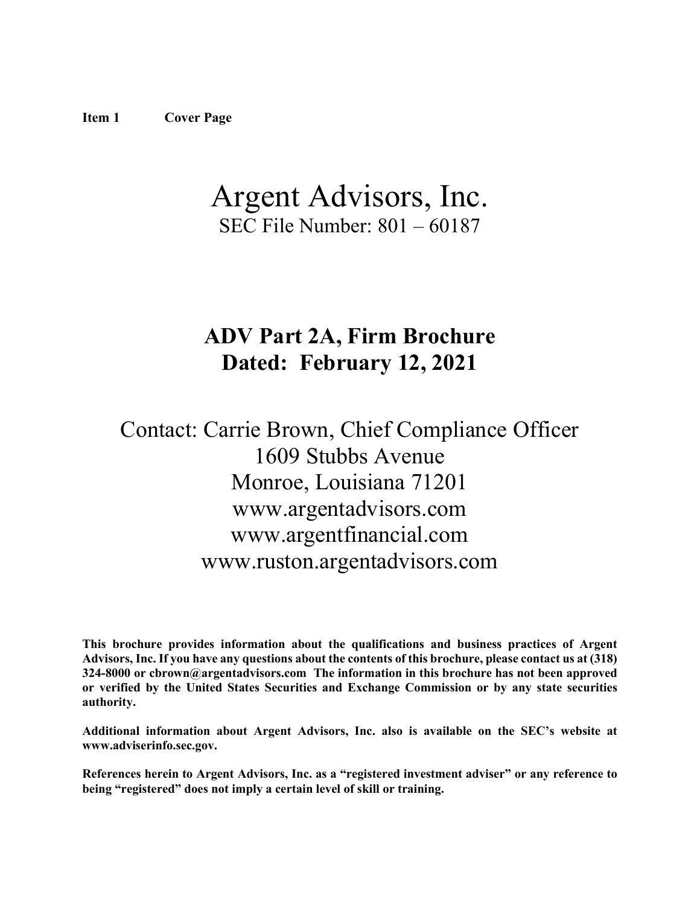**Item 1 Cover Page**

# Argent Advisors, Inc.

SEC File Number: 801 – 60187

## ADV Part 2A, Firm Brochure
## Dated: February 12, 2021

Contact: Carrie Brown, Chief Compliance Officer
1609 Stubbs Avenue
Monroe, Louisiana 71201
www.argentadvisors.com
www.argentfinancial.com
www.ruston.argentadvisors.com

**This brochure provides information about the qualifications and business practices of Argent Advisors, Inc. If you have any questions about the contents of this brochure, please contact us at (318) 324-8000 or cbrown@argentadvisors.com The information in this brochure has not been approved or verified by the United States Securities and Exchange Commission or by any state securities authority.**

**Additional information about Argent Advisors, Inc. also is available on the SEC's website at www.adviserinfo.sec.gov.**

**References herein to Argent Advisors, Inc. as a "registered investment adviser" or any reference to being "registered" does not imply a certain level of skill or training.**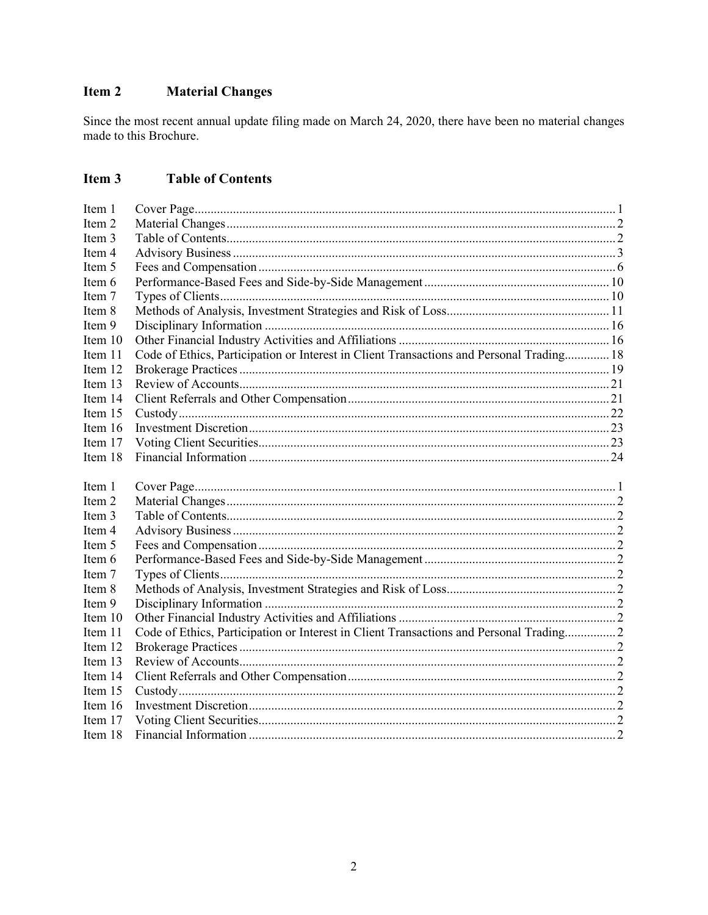## Item 2 Material Changes

Since the most recent annual update filing made on March 24, 2020, there have been no material changes made to this Brochure.

## Item 3 Table of Contents

| | | |
|---|---|---|
| Item 1 | Cover Page | 1 |
| Item 2 | Material Changes | 2 |
| Item 3 | Table of Contents | 2 |
| Item 4 | Advisory Business | 3 |
| Item 5 | Fees and Compensation | 6 |
| Item 6 | Performance-Based Fees and Side-by-Side Management | 10 |
| Item 7 | Types of Clients | 10 |
| Item 8 | Methods of Analysis, Investment Strategies and Risk of Loss | 11 |
| Item 9 | Disciplinary Information | 16 |
| Item 10 | Other Financial Industry Activities and Affiliations | 16 |
| Item 11 | Code of Ethics, Participation or Interest in Client Transactions and Personal Trading | 18 |
| Item 12 | Brokerage Practices | 19 |
| Item 13 | Review of Accounts | 21 |
| Item 14 | Client Referrals and Other Compensation | 21 |
| Item 15 | Custody | 22 |
| Item 16 | Investment Discretion | 23 |
| Item 17 | Voting Client Securities | 23 |
| Item 18 | Financial Information | 24 |

| | | |
|---|---|---|
| Item 1 | Cover Page | 1 |
| Item 2 | Material Changes | 2 |
| Item 3 | Table of Contents | 2 |
| Item 4 | Advisory Business | 2 |
| Item 5 | Fees and Compensation | 2 |
| Item 6 | Performance-Based Fees and Side-by-Side Management | 2 |
| Item 7 | Types of Clients | 2 |
| Item 8 | Methods of Analysis, Investment Strategies and Risk of Loss | 2 |
| Item 9 | Disciplinary Information | 2 |
| Item 10 | Other Financial Industry Activities and Affiliations | 2 |
| Item 11 | Code of Ethics, Participation or Interest in Client Transactions and Personal Trading | 2 |
| Item 12 | Brokerage Practices | 2 |
| Item 13 | Review of Accounts | 2 |
| Item 14 | Client Referrals and Other Compensation | 2 |
| Item 15 | Custody | 2 |
| Item 16 | Investment Discretion | 2 |
| Item 17 | Voting Client Securities | 2 |
| Item 18 | Financial Information | 2 |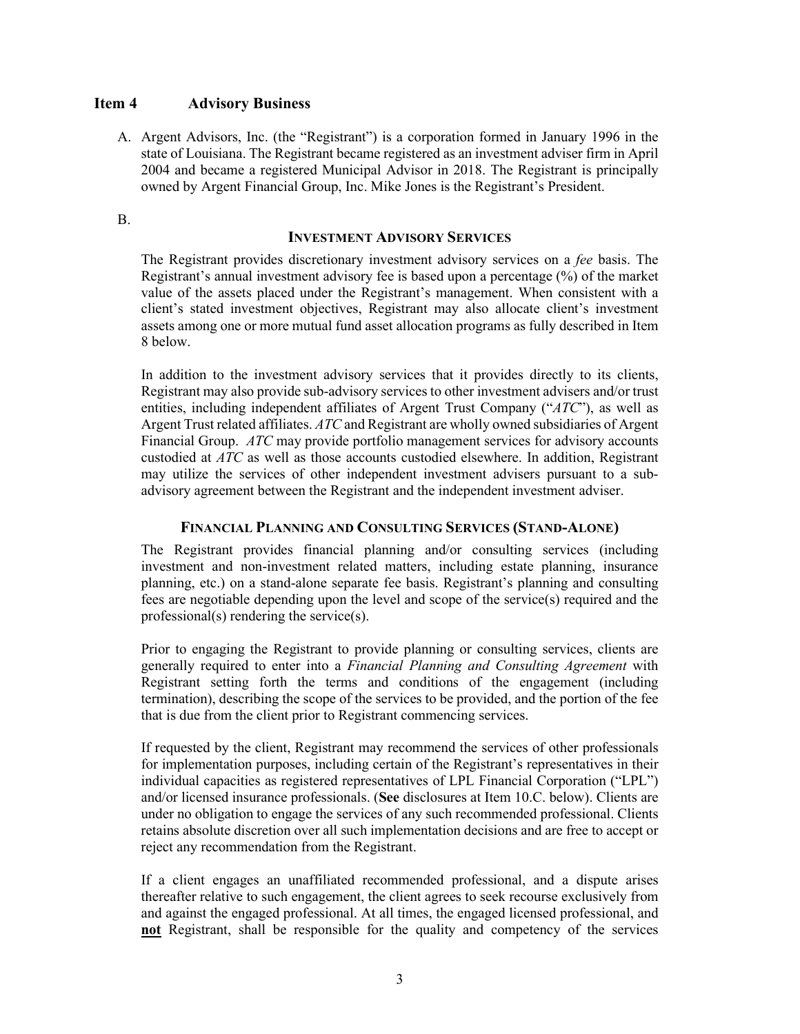## Item 4 Advisory Business

A. Argent Advisors, Inc. (the "Registrant") is a corporation formed in January 1996 in the state of Louisiana. The Registrant became registered as an investment adviser firm in April 2004 and became a registered Municipal Advisor in 2018. The Registrant is principally owned by Argent Financial Group, Inc. Mike Jones is the Registrant's President.

B.

### INVESTMENT ADVISORY SERVICES

The Registrant provides discretionary investment advisory services on a *fee* basis. The Registrant's annual investment advisory fee is based upon a percentage (%) of the market value of the assets placed under the Registrant's management. When consistent with a client's stated investment objectives, Registrant may also allocate client's investment assets among one or more mutual fund asset allocation programs as fully described in Item 8 below.

In addition to the investment advisory services that it provides directly to its clients, Registrant may also provide sub-advisory services to other investment advisers and/or trust entities, including independent affiliates of Argent Trust Company ("*ATC*"), as well as Argent Trust related affiliates. *ATC* and Registrant are wholly owned subsidiaries of Argent Financial Group. *ATC* may provide portfolio management services for advisory accounts custodied at *ATC* as well as those accounts custodied elsewhere. In addition, Registrant may utilize the services of other independent investment advisers pursuant to a sub-advisory agreement between the Registrant and the independent investment adviser.

### FINANCIAL PLANNING AND CONSULTING SERVICES (STAND-ALONE)

The Registrant provides financial planning and/or consulting services (including investment and non-investment related matters, including estate planning, insurance planning, etc.) on a stand-alone separate fee basis. Registrant's planning and consulting fees are negotiable depending upon the level and scope of the service(s) required and the professional(s) rendering the service(s).

Prior to engaging the Registrant to provide planning or consulting services, clients are generally required to enter into a *Financial Planning and Consulting Agreement* with Registrant setting forth the terms and conditions of the engagement (including termination), describing the scope of the services to be provided, and the portion of the fee that is due from the client prior to Registrant commencing services.

If requested by the client, Registrant may recommend the services of other professionals for implementation purposes, including certain of the Registrant's representatives in their individual capacities as registered representatives of LPL Financial Corporation ("LPL") and/or licensed insurance professionals. (**See** disclosures at Item 10.C. below). Clients are under no obligation to engage the services of any such recommended professional. Clients retains absolute discretion over all such implementation decisions and are free to accept or reject any recommendation from the Registrant.

If a client engages an unaffiliated recommended professional, and a dispute arises thereafter relative to such engagement, the client agrees to seek recourse exclusively from and against the engaged professional. At all times, the engaged licensed professional, and **not** Registrant, shall be responsible for the quality and competency of the services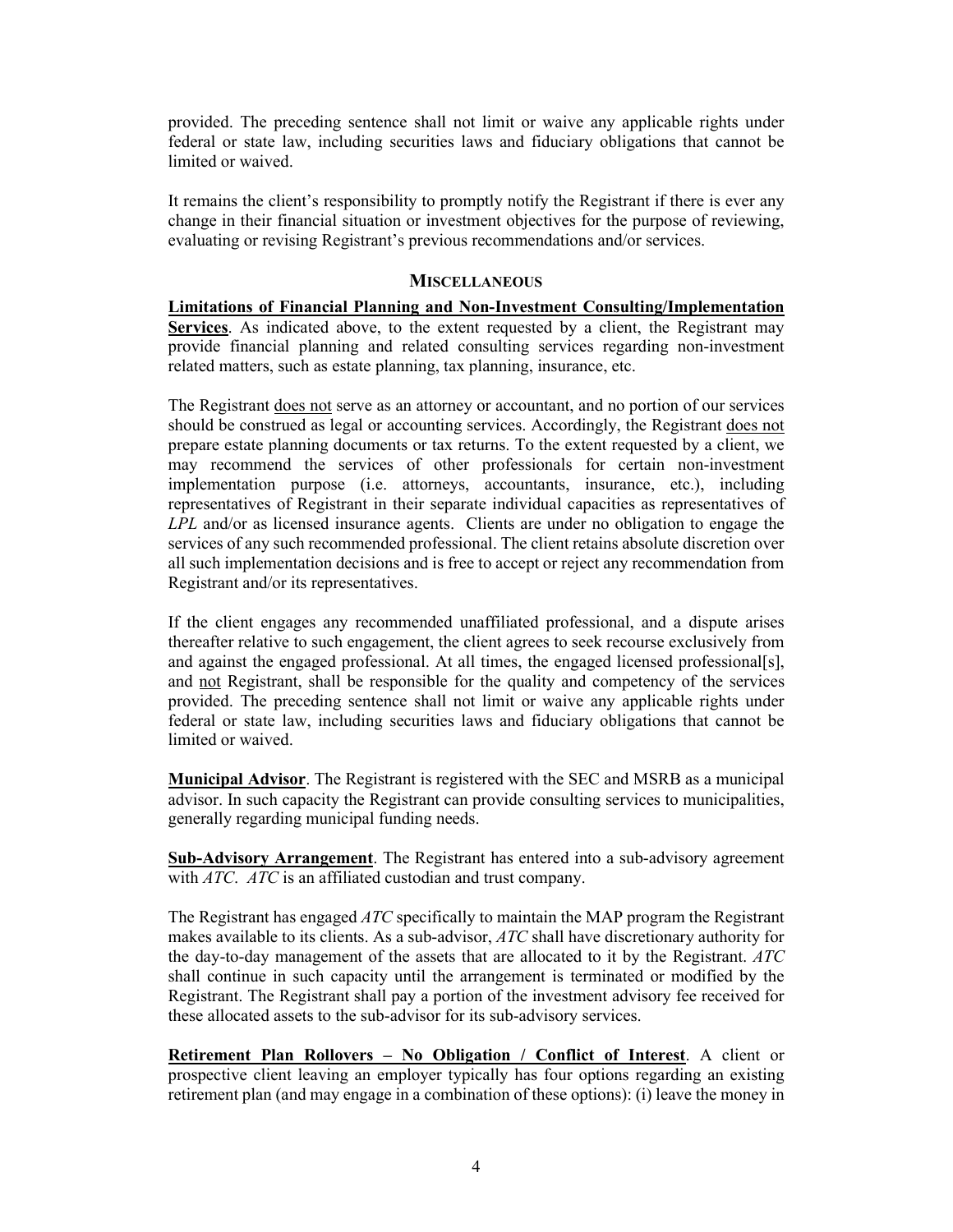provided. The preceding sentence shall not limit or waive any applicable rights under federal or state law, including securities laws and fiduciary obligations that cannot be limited or waived.

It remains the client's responsibility to promptly notify the Registrant if there is ever any change in their financial situation or investment objectives for the purpose of reviewing, evaluating or revising Registrant's previous recommendations and/or services.

## MISCELLANEOUS

**Limitations of Financial Planning and Non-Investment Consulting/Implementation Services**. As indicated above, to the extent requested by a client, the Registrant may provide financial planning and related consulting services regarding non-investment related matters, such as estate planning, tax planning, insurance, etc.

The Registrant does not serve as an attorney or accountant, and no portion of our services should be construed as legal or accounting services. Accordingly, the Registrant does not prepare estate planning documents or tax returns. To the extent requested by a client, we may recommend the services of other professionals for certain non-investment implementation purpose (i.e. attorneys, accountants, insurance, etc.), including representatives of Registrant in their separate individual capacities as representatives of *LPL* and/or as licensed insurance agents. Clients are under no obligation to engage the services of any such recommended professional. The client retains absolute discretion over all such implementation decisions and is free to accept or reject any recommendation from Registrant and/or its representatives.

If the client engages any recommended unaffiliated professional, and a dispute arises thereafter relative to such engagement, the client agrees to seek recourse exclusively from and against the engaged professional. At all times, the engaged licensed professional[s], and not Registrant, shall be responsible for the quality and competency of the services provided. The preceding sentence shall not limit or waive any applicable rights under federal or state law, including securities laws and fiduciary obligations that cannot be limited or waived.

**Municipal Advisor**. The Registrant is registered with the SEC and MSRB as a municipal advisor. In such capacity the Registrant can provide consulting services to municipalities, generally regarding municipal funding needs.

**Sub-Advisory Arrangement**. The Registrant has entered into a sub-advisory agreement with *ATC*. *ATC* is an affiliated custodian and trust company.

The Registrant has engaged *ATC* specifically to maintain the MAP program the Registrant makes available to its clients. As a sub-advisor, *ATC* shall have discretionary authority for the day-to-day management of the assets that are allocated to it by the Registrant. *ATC* shall continue in such capacity until the arrangement is terminated or modified by the Registrant. The Registrant shall pay a portion of the investment advisory fee received for these allocated assets to the sub-advisor for its sub-advisory services.

**Retirement Plan Rollovers – No Obligation / Conflict of Interest**. A client or prospective client leaving an employer typically has four options regarding an existing retirement plan (and may engage in a combination of these options): (i) leave the money in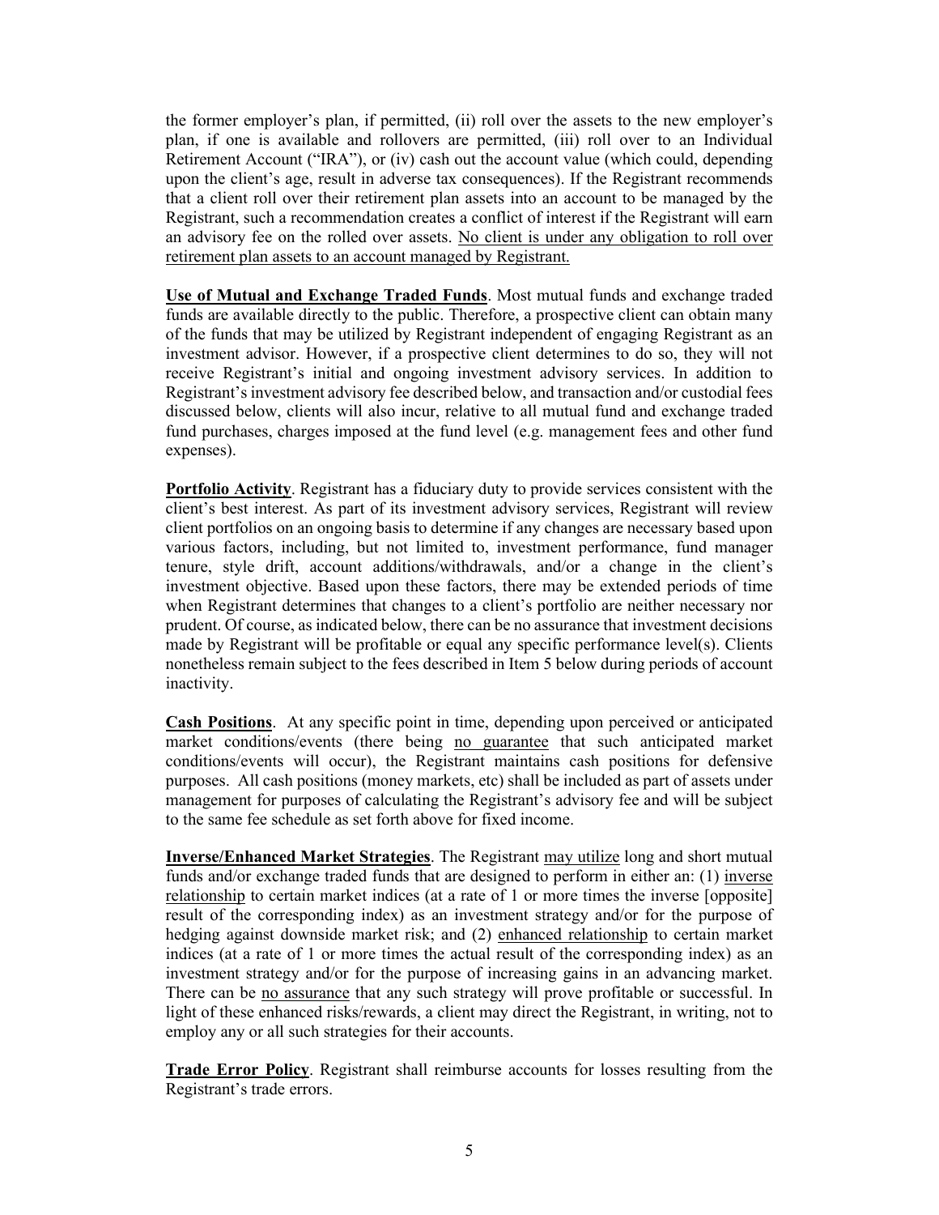the former employer's plan, if permitted, (ii) roll over the assets to the new employer's plan, if one is available and rollovers are permitted, (iii) roll over to an Individual Retirement Account ("IRA"), or (iv) cash out the account value (which could, depending upon the client's age, result in adverse tax consequences). If the Registrant recommends that a client roll over their retirement plan assets into an account to be managed by the Registrant, such a recommendation creates a conflict of interest if the Registrant will earn an advisory fee on the rolled over assets. <u>No client is under any obligation to roll over retirement plan assets to an account managed by Registrant.</u>

**<u>Use of Mutual and Exchange Traded Funds</u>**. Most mutual funds and exchange traded funds are available directly to the public. Therefore, a prospective client can obtain many of the funds that may be utilized by Registrant independent of engaging Registrant as an investment advisor. However, if a prospective client determines to do so, they will not receive Registrant's initial and ongoing investment advisory services. In addition to Registrant's investment advisory fee described below, and transaction and/or custodial fees discussed below, clients will also incur, relative to all mutual fund and exchange traded fund purchases, charges imposed at the fund level (e.g. management fees and other fund expenses).

**<u>Portfolio Activity</u>**. Registrant has a fiduciary duty to provide services consistent with the client's best interest. As part of its investment advisory services, Registrant will review client portfolios on an ongoing basis to determine if any changes are necessary based upon various factors, including, but not limited to, investment performance, fund manager tenure, style drift, account additions/withdrawals, and/or a change in the client's investment objective. Based upon these factors, there may be extended periods of time when Registrant determines that changes to a client's portfolio are neither necessary nor prudent. Of course, as indicated below, there can be no assurance that investment decisions made by Registrant will be profitable or equal any specific performance level(s). Clients nonetheless remain subject to the fees described in Item 5 below during periods of account inactivity.

**<u>Cash Positions</u>**. At any specific point in time, depending upon perceived or anticipated market conditions/events (there being <u>no guarantee</u> that such anticipated market conditions/events will occur), the Registrant maintains cash positions for defensive purposes. All cash positions (money markets, etc) shall be included as part of assets under management for purposes of calculating the Registrant's advisory fee and will be subject to the same fee schedule as set forth above for fixed income.

**<u>Inverse/Enhanced Market Strategies</u>**. The Registrant <u>may utilize</u> long and short mutual funds and/or exchange traded funds that are designed to perform in either an: (1) <u>inverse relationship</u> to certain market indices (at a rate of 1 or more times the inverse [opposite] result of the corresponding index) as an investment strategy and/or for the purpose of hedging against downside market risk; and (2) <u>enhanced relationship</u> to certain market indices (at a rate of 1 or more times the actual result of the corresponding index) as an investment strategy and/or for the purpose of increasing gains in an advancing market. There can be <u>no assurance</u> that any such strategy will prove profitable or successful. In light of these enhanced risks/rewards, a client may direct the Registrant, in writing, not to employ any or all such strategies for their accounts.

**<u>Trade Error Policy</u>**. Registrant shall reimburse accounts for losses resulting from the Registrant's trade errors.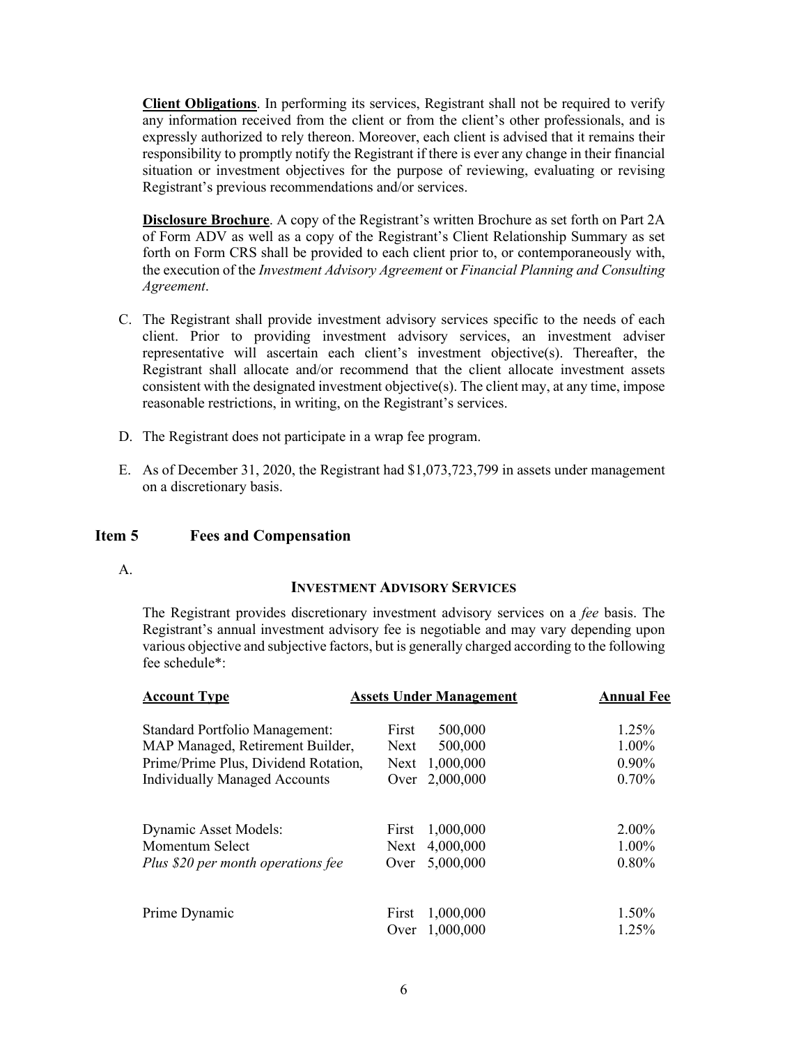**Client Obligations**. In performing its services, Registrant shall not be required to verify any information received from the client or from the client's other professionals, and is expressly authorized to rely thereon. Moreover, each client is advised that it remains their responsibility to promptly notify the Registrant if there is ever any change in their financial situation or investment objectives for the purpose of reviewing, evaluating or revising Registrant's previous recommendations and/or services.

**Disclosure Brochure**. A copy of the Registrant's written Brochure as set forth on Part 2A of Form ADV as well as a copy of the Registrant's Client Relationship Summary as set forth on Form CRS shall be provided to each client prior to, or contemporaneously with, the execution of the *Investment Advisory Agreement* or *Financial Planning and Consulting Agreement*.

C. The Registrant shall provide investment advisory services specific to the needs of each client. Prior to providing investment advisory services, an investment adviser representative will ascertain each client's investment objective(s). Thereafter, the Registrant shall allocate and/or recommend that the client allocate investment assets consistent with the designated investment objective(s). The client may, at any time, impose reasonable restrictions, in writing, on the Registrant's services.

D. The Registrant does not participate in a wrap fee program.

E. As of December 31, 2020, the Registrant had $1,073,723,799 in assets under management on a discretionary basis.

## Item 5 Fees and Compensation

A.

**INVESTMENT ADVISORY SERVICES**

The Registrant provides discretionary investment advisory services on a *fee* basis. The Registrant's annual investment advisory fee is negotiable and may vary depending upon various objective and subjective factors, but is generally charged according to the following fee schedule*:

| Account Type | Assets Under Management | Annual Fee |
|---|---|---|
| Standard Portfolio Management: | First 500,000 | 1.25% |
| MAP Managed, Retirement Builder, | Next 500,000 | 1.00% |
| Prime/Prime Plus, Dividend Rotation, | Next 1,000,000 | 0.90% |
| Individually Managed Accounts | Over 2,000,000 | 0.70% |
| | | |
| Dynamic Asset Models: | First 1,000,000 | 2.00% |
| Momentum Select | Next 4,000,000 | 1.00% |
| *Plus $20 per month operations fee* | Over 5,000,000 | 0.80% |
| | | |
| Prime Dynamic | First 1,000,000 | 1.50% |
| | Over 1,000,000 | 1.25% |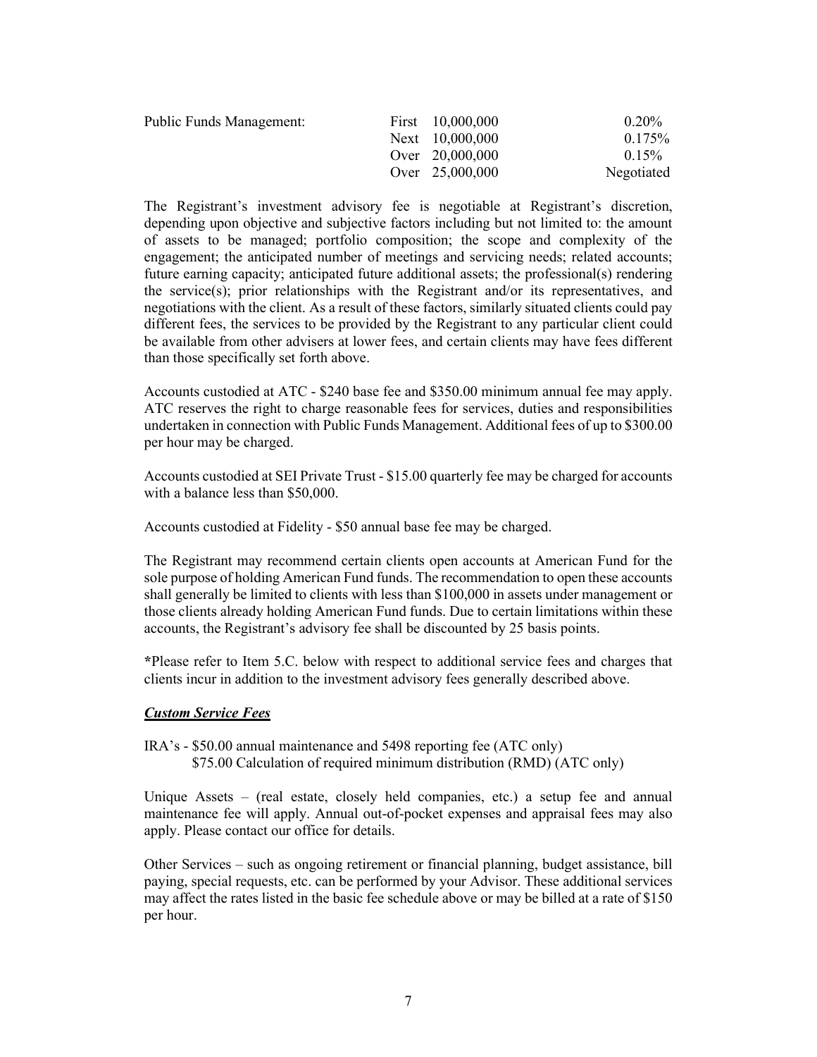| Public Funds Management: | | |
|---|---|---|
| | First 10,000,000 | 0.20% |
| | Next 10,000,000 | 0.175% |
| | Over 20,000,000 | 0.15% |
| | Over 25,000,000 | Negotiated |

The Registrant's investment advisory fee is negotiable at Registrant's discretion, depending upon objective and subjective factors including but not limited to: the amount of assets to be managed; portfolio composition; the scope and complexity of the engagement; the anticipated number of meetings and servicing needs; related accounts; future earning capacity; anticipated future additional assets; the professional(s) rendering the service(s); prior relationships with the Registrant and/or its representatives, and negotiations with the client. As a result of these factors, similarly situated clients could pay different fees, the services to be provided by the Registrant to any particular client could be available from other advisers at lower fees, and certain clients may have fees different than those specifically set forth above.

Accounts custodied at ATC - $240 base fee and $350.00 minimum annual fee may apply. ATC reserves the right to charge reasonable fees for services, duties and responsibilities undertaken in connection with Public Funds Management. Additional fees of up to $300.00 per hour may be charged.

Accounts custodied at SEI Private Trust - $15.00 quarterly fee may be charged for accounts with a balance less than $50,000.

Accounts custodied at Fidelity - $50 annual base fee may be charged.

The Registrant may recommend certain clients open accounts at American Fund for the sole purpose of holding American Fund funds. The recommendation to open these accounts shall generally be limited to clients with less than $100,000 in assets under management or those clients already holding American Fund funds. Due to certain limitations within these accounts, the Registrant's advisory fee shall be discounted by 25 basis points.

*Please refer to Item 5.C. below with respect to additional service fees and charges that clients incur in addition to the investment advisory fees generally described above.

***Custom Service Fees***

IRA's - $50.00 annual maintenance and 5498 reporting fee (ATC only)
$75.00 Calculation of required minimum distribution (RMD) (ATC only)

Unique Assets – (real estate, closely held companies, etc.) a setup fee and annual maintenance fee will apply. Annual out-of-pocket expenses and appraisal fees may also apply. Please contact our office for details.

Other Services – such as ongoing retirement or financial planning, budget assistance, bill paying, special requests, etc. can be performed by your Advisor. These additional services may affect the rates listed in the basic fee schedule above or may be billed at a rate of $150 per hour.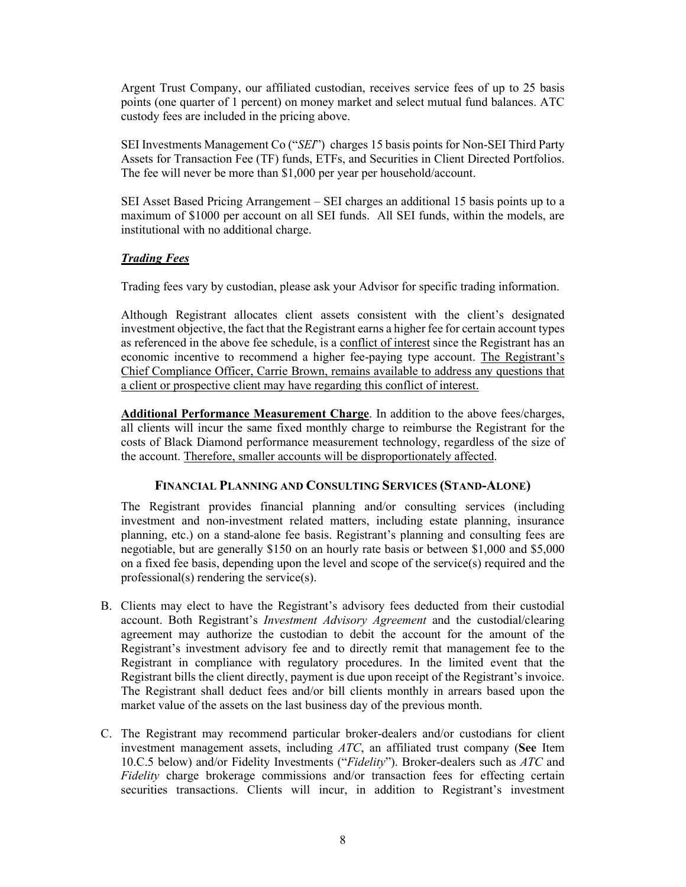Argent Trust Company, our affiliated custodian, receives service fees of up to 25 basis points (one quarter of 1 percent) on money market and select mutual fund balances. ATC custody fees are included in the pricing above.

SEI Investments Management Co ("*SEI*") charges 15 basis points for Non-SEI Third Party Assets for Transaction Fee (TF) funds, ETFs, and Securities in Client Directed Portfolios. The fee will never be more than $1,000 per year per household/account.

SEI Asset Based Pricing Arrangement – SEI charges an additional 15 basis points up to a maximum of $1000 per account on all SEI funds. All SEI funds, within the models, are institutional with no additional charge.

***Trading Fees***

Trading fees vary by custodian, please ask your Advisor for specific trading information.

Although Registrant allocates client assets consistent with the client's designated investment objective, the fact that the Registrant earns a higher fee for certain account types as referenced in the above fee schedule, is a conflict of interest since the Registrant has an economic incentive to recommend a higher fee-paying type account. The Registrant's Chief Compliance Officer, Carrie Brown, remains available to address any questions that a client or prospective client may have regarding this conflict of interest.

**Additional Performance Measurement Charge**. In addition to the above fees/charges, all clients will incur the same fixed monthly charge to reimburse the Registrant for the costs of Black Diamond performance measurement technology, regardless of the size of the account. Therefore, smaller accounts will be disproportionately affected.

#### FINANCIAL PLANNING AND CONSULTING SERVICES (STAND-ALONE)

The Registrant provides financial planning and/or consulting services (including investment and non-investment related matters, including estate planning, insurance planning, etc.) on a stand-alone fee basis. Registrant's planning and consulting fees are negotiable, but are generally $150 on an hourly rate basis or between $1,000 and $5,000 on a fixed fee basis, depending upon the level and scope of the service(s) required and the professional(s) rendering the service(s).

B. Clients may elect to have the Registrant's advisory fees deducted from their custodial account. Both Registrant's *Investment Advisory Agreement* and the custodial/clearing agreement may authorize the custodian to debit the account for the amount of the Registrant's investment advisory fee and to directly remit that management fee to the Registrant in compliance with regulatory procedures. In the limited event that the Registrant bills the client directly, payment is due upon receipt of the Registrant's invoice. The Registrant shall deduct fees and/or bill clients monthly in arrears based upon the market value of the assets on the last business day of the previous month.

C. The Registrant may recommend particular broker-dealers and/or custodians for client investment management assets, including *ATC*, an affiliated trust company (**See** Item 10.C.5 below) and/or Fidelity Investments ("*Fidelity*"). Broker-dealers such as *ATC* and *Fidelity* charge brokerage commissions and/or transaction fees for effecting certain securities transactions. Clients will incur, in addition to Registrant's investment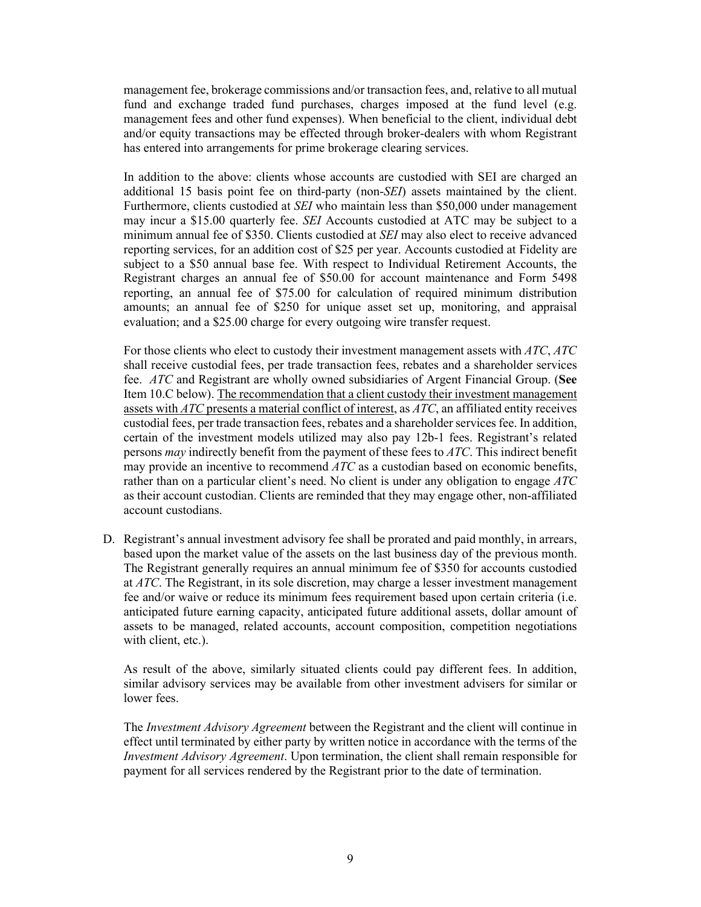management fee, brokerage commissions and/or transaction fees, and, relative to all mutual fund and exchange traded fund purchases, charges imposed at the fund level (e.g. management fees and other fund expenses). When beneficial to the client, individual debt and/or equity transactions may be effected through broker-dealers with whom Registrant has entered into arrangements for prime brokerage clearing services.

In addition to the above: clients whose accounts are custodied with SEI are charged an additional 15 basis point fee on third-party (non-*SEI*) assets maintained by the client. Furthermore, clients custodied at *SEI* who maintain less than $50,000 under management may incur a $15.00 quarterly fee. *SEI* Accounts custodied at ATC may be subject to a minimum annual fee of $350. Clients custodied at *SEI* may also elect to receive advanced reporting services, for an addition cost of $25 per year. Accounts custodied at Fidelity are subject to a $50 annual base fee. With respect to Individual Retirement Accounts, the Registrant charges an annual fee of $50.00 for account maintenance and Form 5498 reporting, an annual fee of $75.00 for calculation of required minimum distribution amounts; an annual fee of $250 for unique asset set up, monitoring, and appraisal evaluation; and a $25.00 charge for every outgoing wire transfer request.

For those clients who elect to custody their investment management assets with *ATC*, *ATC* shall receive custodial fees, per trade transaction fees, rebates and a shareholder services fee. *ATC* and Registrant are wholly owned subsidiaries of Argent Financial Group. (**See** Item 10.C below). <u>The recommendation that a client custody their investment management assets with *ATC* presents a material conflict of interest</u>, as *ATC*, an affiliated entity receives custodial fees, per trade transaction fees, rebates and a shareholder services fee. In addition, certain of the investment models utilized may also pay 12b-1 fees. Registrant's related persons *may* indirectly benefit from the payment of these fees to *ATC*. This indirect benefit may provide an incentive to recommend *ATC* as a custodian based on economic benefits, rather than on a particular client's need. No client is under any obligation to engage *ATC* as their account custodian. Clients are reminded that they may engage other, non-affiliated account custodians.

D. Registrant's annual investment advisory fee shall be prorated and paid monthly, in arrears, based upon the market value of the assets on the last business day of the previous month. The Registrant generally requires an annual minimum fee of $350 for accounts custodied at *ATC*. The Registrant, in its sole discretion, may charge a lesser investment management fee and/or waive or reduce its minimum fees requirement based upon certain criteria (i.e. anticipated future earning capacity, anticipated future additional assets, dollar amount of assets to be managed, related accounts, account composition, competition negotiations with client, etc.).

As result of the above, similarly situated clients could pay different fees. In addition, similar advisory services may be available from other investment advisers for similar or lower fees.

The *Investment Advisory Agreement* between the Registrant and the client will continue in effect until terminated by either party by written notice in accordance with the terms of the *Investment Advisory Agreement*. Upon termination, the client shall remain responsible for payment for all services rendered by the Registrant prior to the date of termination.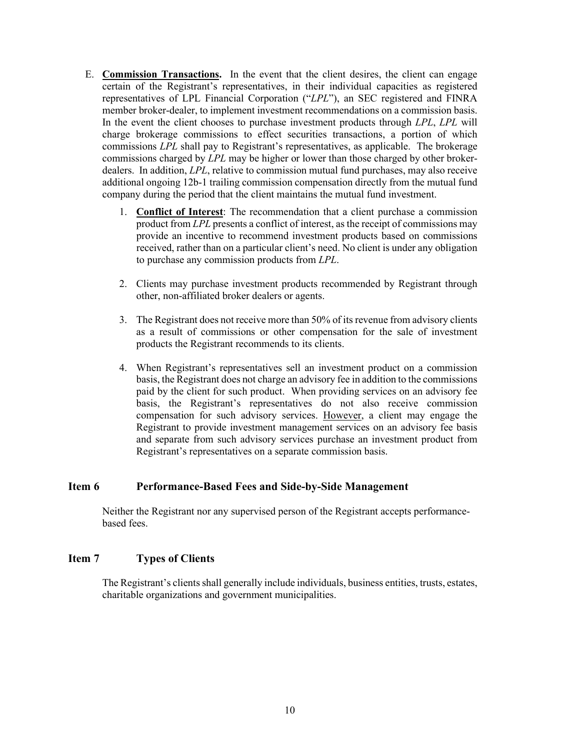E. **Commission Transactions.** In the event that the client desires, the client can engage certain of the Registrant's representatives, in their individual capacities as registered representatives of LPL Financial Corporation ("*LPL*"), an SEC registered and FINRA member broker-dealer, to implement investment recommendations on a commission basis. In the event the client chooses to purchase investment products through *LPL*, *LPL* will charge brokerage commissions to effect securities transactions, a portion of which commissions *LPL* shall pay to Registrant's representatives, as applicable. The brokerage commissions charged by *LPL* may be higher or lower than those charged by other broker-dealers. In addition, *LPL*, relative to commission mutual fund purchases, may also receive additional ongoing 12b-1 trailing commission compensation directly from the mutual fund company during the period that the client maintains the mutual fund investment.

   1. **Conflict of Interest**: The recommendation that a client purchase a commission product from *LPL* presents a conflict of interest, as the receipt of commissions may provide an incentive to recommend investment products based on commissions received, rather than on a particular client's need. No client is under any obligation to purchase any commission products from *LPL*.

   2. Clients may purchase investment products recommended by Registrant through other, non-affiliated broker dealers or agents.

   3. The Registrant does not receive more than 50% of its revenue from advisory clients as a result of commissions or other compensation for the sale of investment products the Registrant recommends to its clients.

   4. When Registrant's representatives sell an investment product on a commission basis, the Registrant does not charge an advisory fee in addition to the commissions paid by the client for such product. When providing services on an advisory fee basis, the Registrant's representatives do not also receive commission compensation for such advisory services. <u>However</u>, a client may engage the Registrant to provide investment management services on an advisory fee basis and separate from such advisory services purchase an investment product from Registrant's representatives on a separate commission basis.

## Item 6 Performance-Based Fees and Side-by-Side Management

Neither the Registrant nor any supervised person of the Registrant accepts performance-based fees.

## Item 7 Types of Clients

The Registrant's clients shall generally include individuals, business entities, trusts, estates, charitable organizations and government municipalities.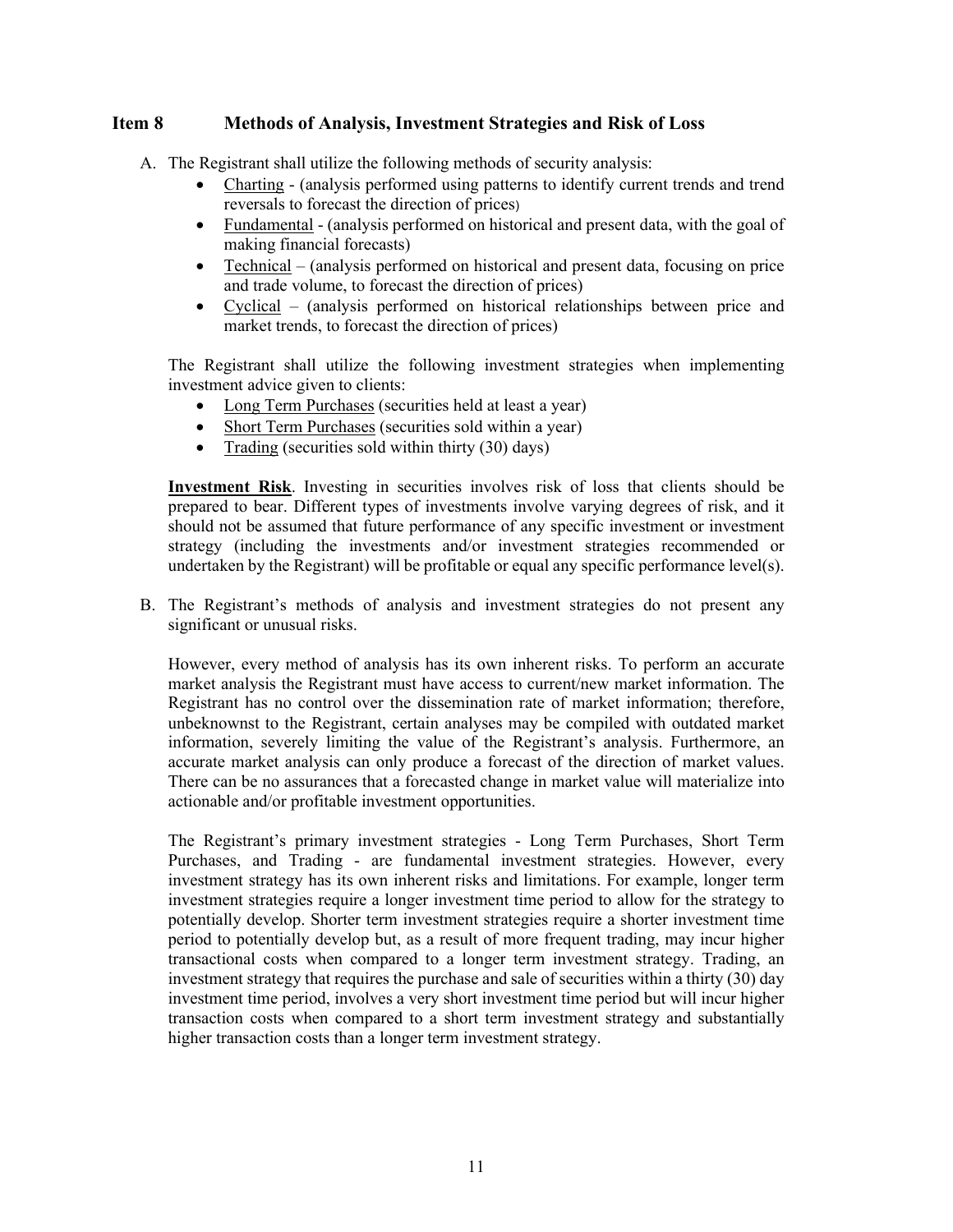## Item 8 Methods of Analysis, Investment Strategies and Risk of Loss

A. The Registrant shall utilize the following methods of security analysis:

- Charting - (analysis performed using patterns to identify current trends and trend reversals to forecast the direction of prices)
- Fundamental - (analysis performed on historical and present data, with the goal of making financial forecasts)
- Technical – (analysis performed on historical and present data, focusing on price and trade volume, to forecast the direction of prices)
- Cyclical – (analysis performed on historical relationships between price and market trends, to forecast the direction of prices)

The Registrant shall utilize the following investment strategies when implementing investment advice given to clients:

- Long Term Purchases (securities held at least a year)
- Short Term Purchases (securities sold within a year)
- Trading (securities sold within thirty (30) days)

**Investment Risk**. Investing in securities involves risk of loss that clients should be prepared to bear. Different types of investments involve varying degrees of risk, and it should not be assumed that future performance of any specific investment or investment strategy (including the investments and/or investment strategies recommended or undertaken by the Registrant) will be profitable or equal any specific performance level(s).

B. The Registrant's methods of analysis and investment strategies do not present any significant or unusual risks.

However, every method of analysis has its own inherent risks. To perform an accurate market analysis the Registrant must have access to current/new market information. The Registrant has no control over the dissemination rate of market information; therefore, unbeknownst to the Registrant, certain analyses may be compiled with outdated market information, severely limiting the value of the Registrant's analysis. Furthermore, an accurate market analysis can only produce a forecast of the direction of market values. There can be no assurances that a forecasted change in market value will materialize into actionable and/or profitable investment opportunities.

The Registrant's primary investment strategies - Long Term Purchases, Short Term Purchases, and Trading - are fundamental investment strategies. However, every investment strategy has its own inherent risks and limitations. For example, longer term investment strategies require a longer investment time period to allow for the strategy to potentially develop. Shorter term investment strategies require a shorter investment time period to potentially develop but, as a result of more frequent trading, may incur higher transactional costs when compared to a longer term investment strategy. Trading, an investment strategy that requires the purchase and sale of securities within a thirty (30) day investment time period, involves a very short investment time period but will incur higher transaction costs when compared to a short term investment strategy and substantially higher transaction costs than a longer term investment strategy.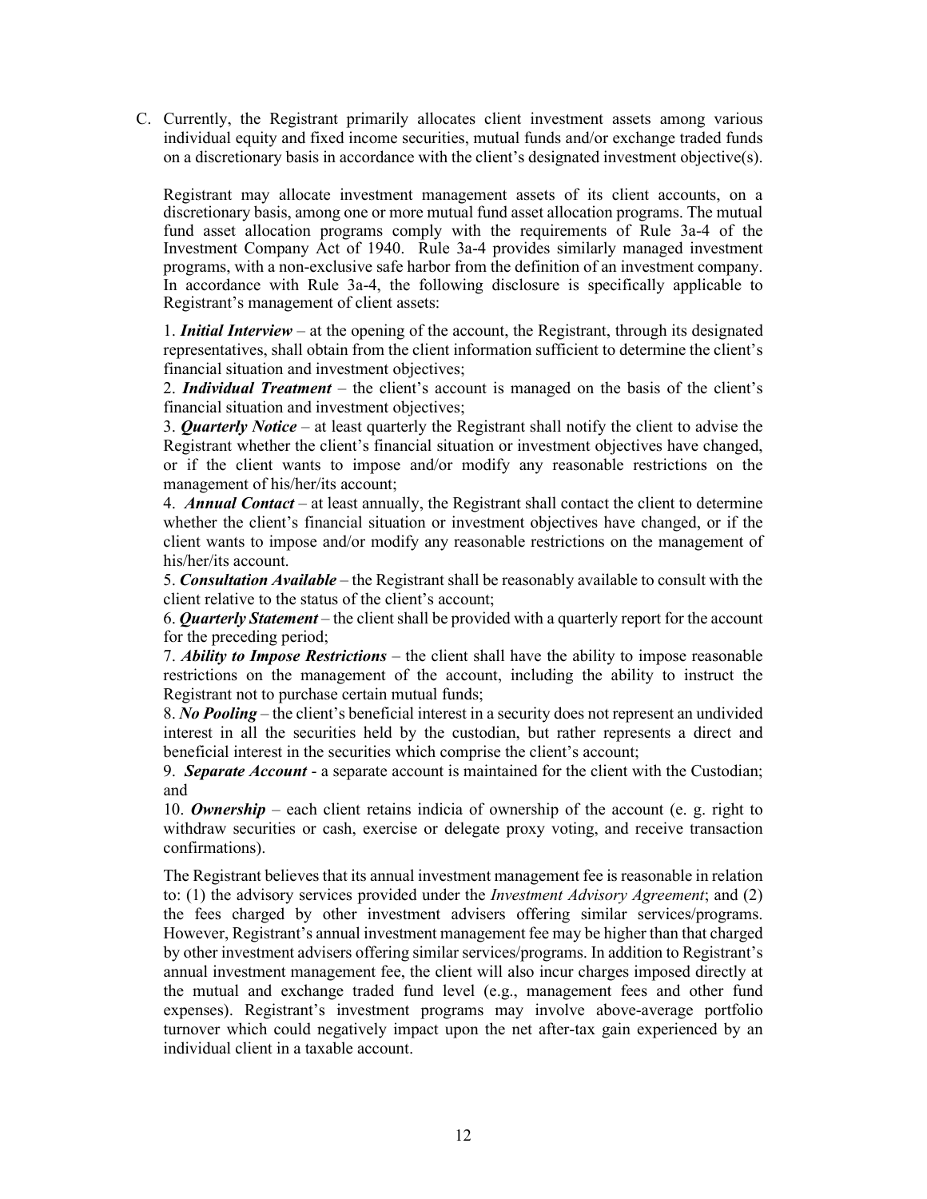C. Currently, the Registrant primarily allocates client investment assets among various individual equity and fixed income securities, mutual funds and/or exchange traded funds on a discretionary basis in accordance with the client's designated investment objective(s).

Registrant may allocate investment management assets of its client accounts, on a discretionary basis, among one or more mutual fund asset allocation programs. The mutual fund asset allocation programs comply with the requirements of Rule 3a-4 of the Investment Company Act of 1940. Rule 3a-4 provides similarly managed investment programs, with a non-exclusive safe harbor from the definition of an investment company. In accordance with Rule 3a-4, the following disclosure is specifically applicable to Registrant's management of client assets:

1. ***Initial Interview*** – at the opening of the account, the Registrant, through its designated representatives, shall obtain from the client information sufficient to determine the client's financial situation and investment objectives;
2. ***Individual Treatment*** – the client's account is managed on the basis of the client's financial situation and investment objectives;
3. ***Quarterly Notice*** – at least quarterly the Registrant shall notify the client to advise the Registrant whether the client's financial situation or investment objectives have changed, or if the client wants to impose and/or modify any reasonable restrictions on the management of his/her/its account;
4. ***Annual Contact*** – at least annually, the Registrant shall contact the client to determine whether the client's financial situation or investment objectives have changed, or if the client wants to impose and/or modify any reasonable restrictions on the management of his/her/its account.
5. ***Consultation Available*** – the Registrant shall be reasonably available to consult with the client relative to the status of the client's account;
6. ***Quarterly Statement*** – the client shall be provided with a quarterly report for the account for the preceding period;
7. ***Ability to Impose Restrictions*** – the client shall have the ability to impose reasonable restrictions on the management of the account, including the ability to instruct the Registrant not to purchase certain mutual funds;
8. ***No Pooling*** – the client's beneficial interest in a security does not represent an undivided interest in all the securities held by the custodian, but rather represents a direct and beneficial interest in the securities which comprise the client's account;
9. ***Separate Account*** - a separate account is maintained for the client with the Custodian; and
10. ***Ownership*** – each client retains indicia of ownership of the account (e. g. right to withdraw securities or cash, exercise or delegate proxy voting, and receive transaction confirmations).

The Registrant believes that its annual investment management fee is reasonable in relation to: (1) the advisory services provided under the *Investment Advisory Agreement*; and (2) the fees charged by other investment advisers offering similar services/programs. However, Registrant's annual investment management fee may be higher than that charged by other investment advisers offering similar services/programs. In addition to Registrant's annual investment management fee, the client will also incur charges imposed directly at the mutual and exchange traded fund level (e.g., management fees and other fund expenses). Registrant's investment programs may involve above-average portfolio turnover which could negatively impact upon the net after-tax gain experienced by an individual client in a taxable account.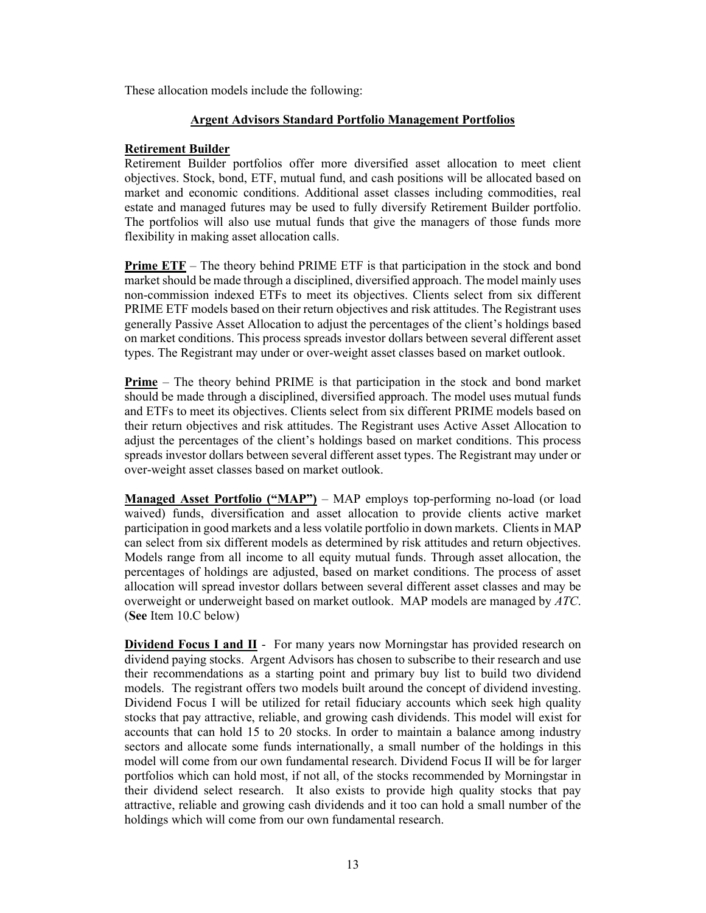These allocation models include the following:

**Argent Advisors Standard Portfolio Management Portfolios**

**Retirement Builder**

Retirement Builder portfolios offer more diversified asset allocation to meet client objectives. Stock, bond, ETF, mutual fund, and cash positions will be allocated based on market and economic conditions. Additional asset classes including commodities, real estate and managed futures may be used to fully diversify Retirement Builder portfolio. The portfolios will also use mutual funds that give the managers of those funds more flexibility in making asset allocation calls.

**Prime ETF** – The theory behind PRIME ETF is that participation in the stock and bond market should be made through a disciplined, diversified approach. The model mainly uses non-commission indexed ETFs to meet its objectives. Clients select from six different PRIME ETF models based on their return objectives and risk attitudes. The Registrant uses generally Passive Asset Allocation to adjust the percentages of the client's holdings based on market conditions. This process spreads investor dollars between several different asset types. The Registrant may under or over-weight asset classes based on market outlook.

**Prime** – The theory behind PRIME is that participation in the stock and bond market should be made through a disciplined, diversified approach. The model uses mutual funds and ETFs to meet its objectives. Clients select from six different PRIME models based on their return objectives and risk attitudes. The Registrant uses Active Asset Allocation to adjust the percentages of the client's holdings based on market conditions. This process spreads investor dollars between several different asset types. The Registrant may under or over-weight asset classes based on market outlook.

**Managed Asset Portfolio ("MAP")** – MAP employs top-performing no-load (or load waived) funds, diversification and asset allocation to provide clients active market participation in good markets and a less volatile portfolio in down markets. Clients in MAP can select from six different models as determined by risk attitudes and return objectives. Models range from all income to all equity mutual funds. Through asset allocation, the percentages of holdings are adjusted, based on market conditions. The process of asset allocation will spread investor dollars between several different asset classes and may be overweight or underweight based on market outlook. MAP models are managed by *ATC*. (**See** Item 10.C below)

**Dividend Focus I and II** - For many years now Morningstar has provided research on dividend paying stocks. Argent Advisors has chosen to subscribe to their research and use their recommendations as a starting point and primary buy list to build two dividend models. The registrant offers two models built around the concept of dividend investing. Dividend Focus I will be utilized for retail fiduciary accounts which seek high quality stocks that pay attractive, reliable, and growing cash dividends. This model will exist for accounts that can hold 15 to 20 stocks. In order to maintain a balance among industry sectors and allocate some funds internationally, a small number of the holdings in this model will come from our own fundamental research. Dividend Focus II will be for larger portfolios which can hold most, if not all, of the stocks recommended by Morningstar in their dividend select research. It also exists to provide high quality stocks that pay attractive, reliable and growing cash dividends and it too can hold a small number of the holdings which will come from our own fundamental research.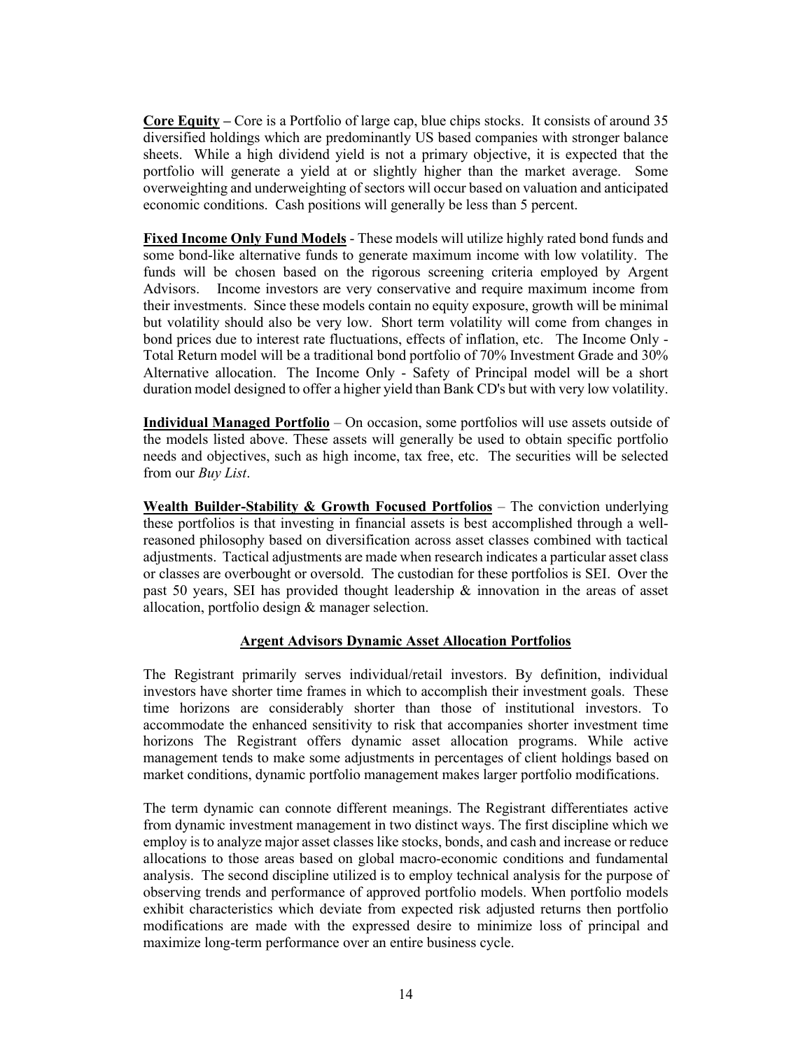**<u>Core Equity</u>** – Core is a Portfolio of large cap, blue chips stocks. It consists of around 35 diversified holdings which are predominantly US based companies with stronger balance sheets. While a high dividend yield is not a primary objective, it is expected that the portfolio will generate a yield at or slightly higher than the market average. Some overweighting and underweighting of sectors will occur based on valuation and anticipated economic conditions. Cash positions will generally be less than 5 percent.

**<u>Fixed Income Only Fund Models</u>** - These models will utilize highly rated bond funds and some bond-like alternative funds to generate maximum income with low volatility. The funds will be chosen based on the rigorous screening criteria employed by Argent Advisors. Income investors are very conservative and require maximum income from their investments. Since these models contain no equity exposure, growth will be minimal but volatility should also be very low. Short term volatility will come from changes in bond prices due to interest rate fluctuations, effects of inflation, etc. The Income Only - Total Return model will be a traditional bond portfolio of 70% Investment Grade and 30% Alternative allocation. The Income Only - Safety of Principal model will be a short duration model designed to offer a higher yield than Bank CD's but with very low volatility.

**<u>Individual Managed Portfolio</u>** – On occasion, some portfolios will use assets outside of the models listed above. These assets will generally be used to obtain specific portfolio needs and objectives, such as high income, tax free, etc. The securities will be selected from our *Buy List*.

**<u>Wealth Builder-Stability & Growth Focused Portfolios</u>** – The conviction underlying these portfolios is that investing in financial assets is best accomplished through a well-reasoned philosophy based on diversification across asset classes combined with tactical adjustments. Tactical adjustments are made when research indicates a particular asset class or classes are overbought or oversold. The custodian for these portfolios is SEI. Over the past 50 years, SEI has provided thought leadership & innovation in the areas of asset allocation, portfolio design & manager selection.

## <u>Argent Advisors Dynamic Asset Allocation Portfolios</u>

The Registrant primarily serves individual/retail investors. By definition, individual investors have shorter time frames in which to accomplish their investment goals. These time horizons are considerably shorter than those of institutional investors. To accommodate the enhanced sensitivity to risk that accompanies shorter investment time horizons The Registrant offers dynamic asset allocation programs. While active management tends to make some adjustments in percentages of client holdings based on market conditions, dynamic portfolio management makes larger portfolio modifications.

The term dynamic can connote different meanings. The Registrant differentiates active from dynamic investment management in two distinct ways. The first discipline which we employ is to analyze major asset classes like stocks, bonds, and cash and increase or reduce allocations to those areas based on global macro-economic conditions and fundamental analysis. The second discipline utilized is to employ technical analysis for the purpose of observing trends and performance of approved portfolio models. When portfolio models exhibit characteristics which deviate from expected risk adjusted returns then portfolio modifications are made with the expressed desire to minimize loss of principal and maximize long-term performance over an entire business cycle.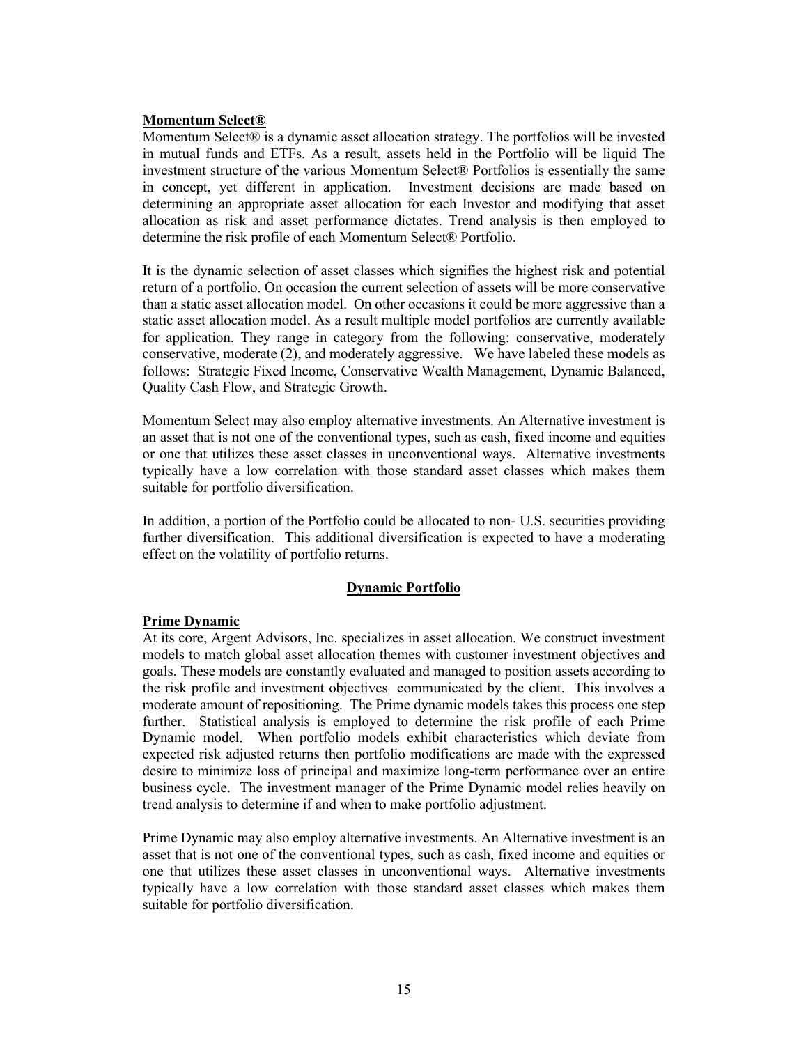**Momentum Select®**

Momentum Select® is a dynamic asset allocation strategy. The portfolios will be invested in mutual funds and ETFs. As a result, assets held in the Portfolio will be liquid The investment structure of the various Momentum Select® Portfolios is essentially the same in concept, yet different in application. Investment decisions are made based on determining an appropriate asset allocation for each Investor and modifying that asset allocation as risk and asset performance dictates. Trend analysis is then employed to determine the risk profile of each Momentum Select® Portfolio.

It is the dynamic selection of asset classes which signifies the highest risk and potential return of a portfolio. On occasion the current selection of assets will be more conservative than a static asset allocation model. On other occasions it could be more aggressive than a static asset allocation model. As a result multiple model portfolios are currently available for application. They range in category from the following: conservative, moderately conservative, moderate (2), and moderately aggressive. We have labeled these models as follows: Strategic Fixed Income, Conservative Wealth Management, Dynamic Balanced, Quality Cash Flow, and Strategic Growth.

Momentum Select may also employ alternative investments. An Alternative investment is an asset that is not one of the conventional types, such as cash, fixed income and equities or one that utilizes these asset classes in unconventional ways. Alternative investments typically have a low correlation with those standard asset classes which makes them suitable for portfolio diversification.

In addition, a portion of the Portfolio could be allocated to non- U.S. securities providing further diversification. This additional diversification is expected to have a moderating effect on the volatility of portfolio returns.

## Dynamic Portfolio

**Prime Dynamic**

At its core, Argent Advisors, Inc. specializes in asset allocation. We construct investment models to match global asset allocation themes with customer investment objectives and goals. These models are constantly evaluated and managed to position assets according to the risk profile and investment objectives communicated by the client. This involves a moderate amount of repositioning. The Prime dynamic models takes this process one step further. Statistical analysis is employed to determine the risk profile of each Prime Dynamic model. When portfolio models exhibit characteristics which deviate from expected risk adjusted returns then portfolio modifications are made with the expressed desire to minimize loss of principal and maximize long-term performance over an entire business cycle. The investment manager of the Prime Dynamic model relies heavily on trend analysis to determine if and when to make portfolio adjustment.

Prime Dynamic may also employ alternative investments. An Alternative investment is an asset that is not one of the conventional types, such as cash, fixed income and equities or one that utilizes these asset classes in unconventional ways. Alternative investments typically have a low correlation with those standard asset classes which makes them suitable for portfolio diversification.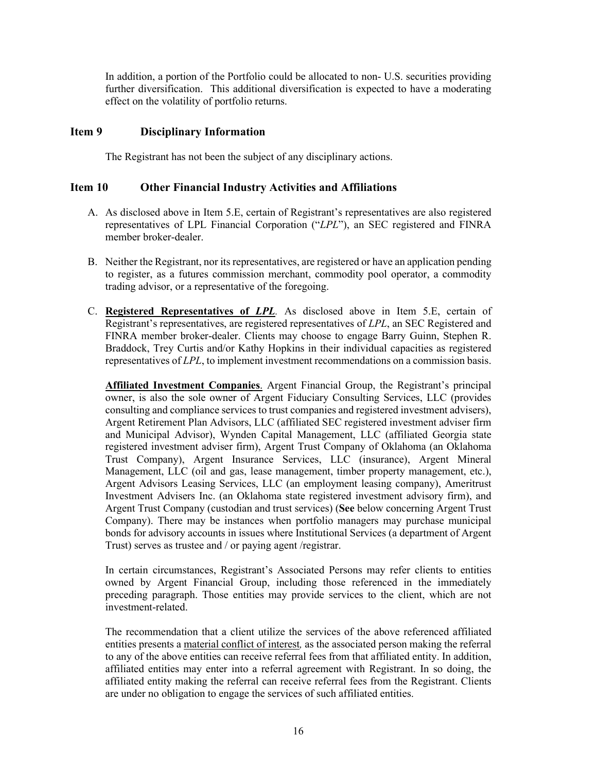In addition, a portion of the Portfolio could be allocated to non- U.S. securities providing further diversification. This additional diversification is expected to have a moderating effect on the volatility of portfolio returns.

## Item 9 Disciplinary Information

The Registrant has not been the subject of any disciplinary actions.

## Item 10 Other Financial Industry Activities and Affiliations

A. As disclosed above in Item 5.E, certain of Registrant's representatives are also registered representatives of LPL Financial Corporation ("*LPL*"), an SEC registered and FINRA member broker-dealer.

B. Neither the Registrant, nor its representatives, are registered or have an application pending to register, as a futures commission merchant, commodity pool operator, a commodity trading advisor, or a representative of the foregoing.

C. **Registered Representatives of *LPL***. As disclosed above in Item 5.E, certain of Registrant's representatives, are registered representatives of *LPL*, an SEC Registered and FINRA member broker-dealer. Clients may choose to engage Barry Guinn, Stephen R. Braddock, Trey Curtis and/or Kathy Hopkins in their individual capacities as registered representatives of *LPL*, to implement investment recommendations on a commission basis.

   **Affiliated Investment Companies**. Argent Financial Group, the Registrant's principal owner, is also the sole owner of Argent Fiduciary Consulting Services, LLC (provides consulting and compliance services to trust companies and registered investment advisers), Argent Retirement Plan Advisors, LLC (affiliated SEC registered investment adviser firm and Municipal Advisor), Wynden Capital Management, LLC (affiliated Georgia state registered investment adviser firm), Argent Trust Company of Oklahoma (an Oklahoma Trust Company), Argent Insurance Services, LLC (insurance), Argent Mineral Management, LLC (oil and gas, lease management, timber property management, etc.), Argent Advisors Leasing Services, LLC (an employment leasing company), Ameritrust Investment Advisers Inc. (an Oklahoma state registered investment advisory firm), and Argent Trust Company (custodian and trust services) (**See** below concerning Argent Trust Company). There may be instances when portfolio managers may purchase municipal bonds for advisory accounts in issues where Institutional Services (a department of Argent Trust) serves as trustee and / or paying agent /registrar.

   In certain circumstances, Registrant's Associated Persons may refer clients to entities owned by Argent Financial Group, including those referenced in the immediately preceding paragraph. Those entities may provide services to the client, which are not investment-related.

   The recommendation that a client utilize the services of the above referenced affiliated entities presents a <u>material conflict of interest</u>, as the associated person making the referral to any of the above entities can receive referral fees from that affiliated entity. In addition, affiliated entities may enter into a referral agreement with Registrant. In so doing, the affiliated entity making the referral can receive referral fees from the Registrant. Clients are under no obligation to engage the services of such affiliated entities.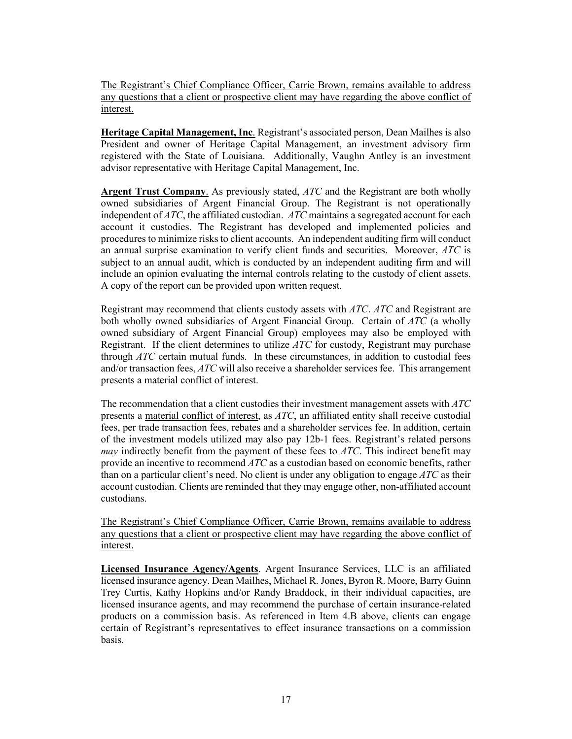<u>The Registrant's Chief Compliance Officer, Carrie Brown, remains available to address any questions that a client or prospective client may have regarding the above conflict of interest.</u>

**<u>Heritage Capital Management, Inc</u>**. Registrant's associated person, Dean Mailhes is also President and owner of Heritage Capital Management, an investment advisory firm registered with the State of Louisiana. Additionally, Vaughn Antley is an investment advisor representative with Heritage Capital Management, Inc.

**<u>Argent Trust Company</u>**. As previously stated, *ATC* and the Registrant are both wholly owned subsidiaries of Argent Financial Group. The Registrant is not operationally independent of *ATC*, the affiliated custodian. *ATC* maintains a segregated account for each account it custodies. The Registrant has developed and implemented policies and procedures to minimize risks to client accounts. An independent auditing firm will conduct an annual surprise examination to verify client funds and securities. Moreover, *ATC* is subject to an annual audit, which is conducted by an independent auditing firm and will include an opinion evaluating the internal controls relating to the custody of client assets. A copy of the report can be provided upon written request.

Registrant may recommend that clients custody assets with *ATC*. *ATC* and Registrant are both wholly owned subsidiaries of Argent Financial Group. Certain of *ATC* (a wholly owned subsidiary of Argent Financial Group) employees may also be employed with Registrant. If the client determines to utilize *ATC* for custody, Registrant may purchase through *ATC* certain mutual funds. In these circumstances, in addition to custodial fees and/or transaction fees, *ATC* will also receive a shareholder services fee. This arrangement presents a material conflict of interest.

The recommendation that a client custodies their investment management assets with *ATC* presents a <u>material conflict of interest</u>, as *ATC*, an affiliated entity shall receive custodial fees, per trade transaction fees, rebates and a shareholder services fee. In addition, certain of the investment models utilized may also pay 12b-1 fees. Registrant's related persons *may* indirectly benefit from the payment of these fees to *ATC*. This indirect benefit may provide an incentive to recommend *ATC* as a custodian based on economic benefits, rather than on a particular client's need. No client is under any obligation to engage *ATC* as their account custodian. Clients are reminded that they may engage other, non-affiliated account custodians.

<u>The Registrant's Chief Compliance Officer, Carrie Brown, remains available to address any questions that a client or prospective client may have regarding the above conflict of interest.</u>

**<u>Licensed Insurance Agency/Agents</u>**. Argent Insurance Services, LLC is an affiliated licensed insurance agency. Dean Mailhes, Michael R. Jones, Byron R. Moore, Barry Guinn Trey Curtis, Kathy Hopkins and/or Randy Braddock, in their individual capacities, are licensed insurance agents, and may recommend the purchase of certain insurance-related products on a commission basis. As referenced in Item 4.B above, clients can engage certain of Registrant's representatives to effect insurance transactions on a commission basis.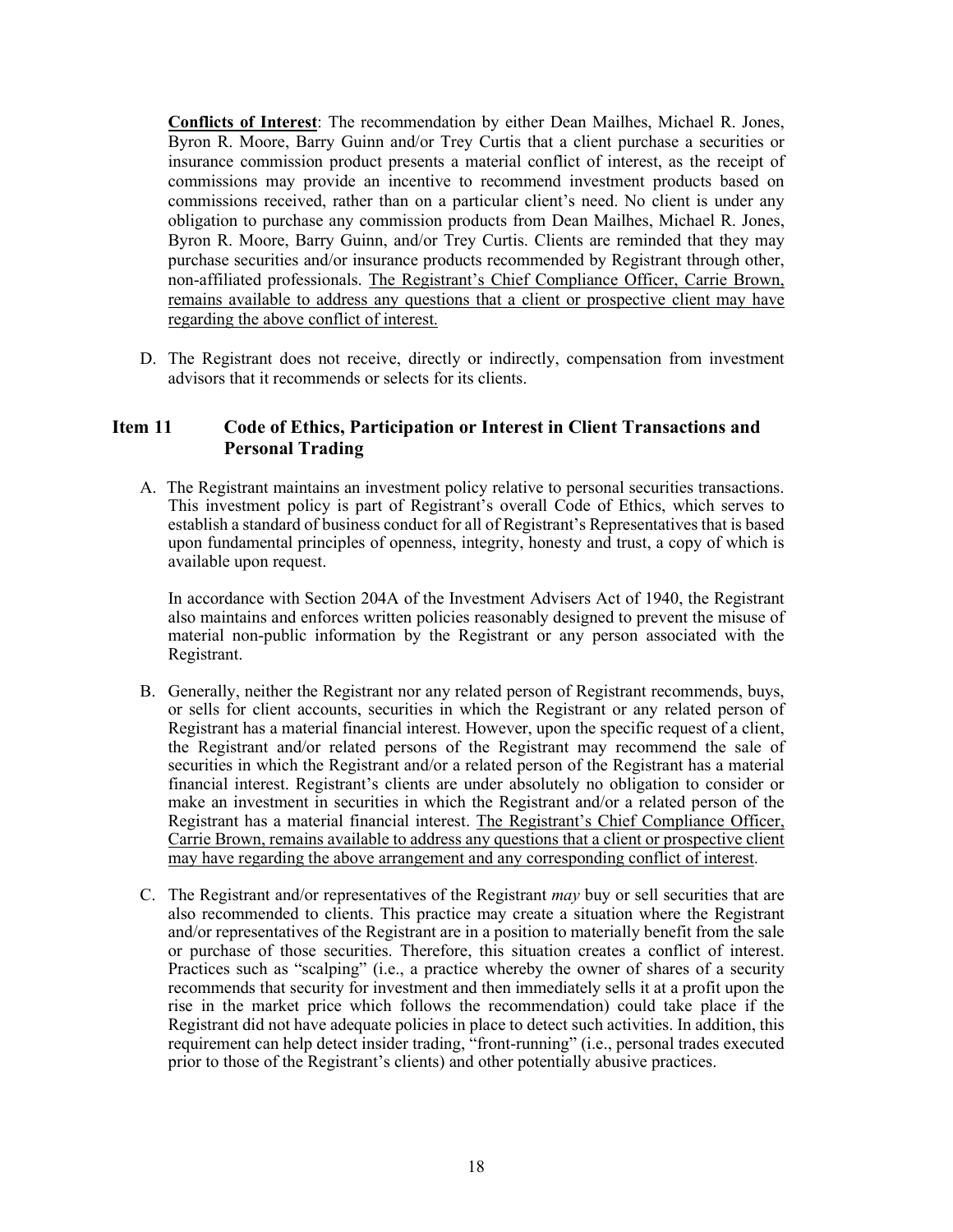**Conflicts of Interest**: The recommendation by either Dean Mailhes, Michael R. Jones, Byron R. Moore, Barry Guinn and/or Trey Curtis that a client purchase a securities or insurance commission product presents a material conflict of interest, as the receipt of commissions may provide an incentive to recommend investment products based on commissions received, rather than on a particular client's need. No client is under any obligation to purchase any commission products from Dean Mailhes, Michael R. Jones, Byron R. Moore, Barry Guinn, and/or Trey Curtis. Clients are reminded that they may purchase securities and/or insurance products recommended by Registrant through other, non-affiliated professionals. <u>The Registrant's Chief Compliance Officer, Carrie Brown, remains available to address any questions that a client or prospective client may have regarding the above conflict of interest.</u>

D. The Registrant does not receive, directly or indirectly, compensation from investment advisors that it recommends or selects for its clients.

## Item 11 Code of Ethics, Participation or Interest in Client Transactions and Personal Trading

A. The Registrant maintains an investment policy relative to personal securities transactions. This investment policy is part of Registrant's overall Code of Ethics, which serves to establish a standard of business conduct for all of Registrant's Representatives that is based upon fundamental principles of openness, integrity, honesty and trust, a copy of which is available upon request.

In accordance with Section 204A of the Investment Advisers Act of 1940, the Registrant also maintains and enforces written policies reasonably designed to prevent the misuse of material non-public information by the Registrant or any person associated with the Registrant.

B. Generally, neither the Registrant nor any related person of Registrant recommends, buys, or sells for client accounts, securities in which the Registrant or any related person of Registrant has a material financial interest. However, upon the specific request of a client, the Registrant and/or related persons of the Registrant may recommend the sale of securities in which the Registrant and/or a related person of the Registrant has a material financial interest. Registrant's clients are under absolutely no obligation to consider or make an investment in securities in which the Registrant and/or a related person of the Registrant has a material financial interest. <u>The Registrant's Chief Compliance Officer, Carrie Brown, remains available to address any questions that a client or prospective client may have regarding the above arrangement and any corresponding conflict of interest</u>.

C. The Registrant and/or representatives of the Registrant *may* buy or sell securities that are also recommended to clients. This practice may create a situation where the Registrant and/or representatives of the Registrant are in a position to materially benefit from the sale or purchase of those securities. Therefore, this situation creates a conflict of interest. Practices such as "scalping" (i.e., a practice whereby the owner of shares of a security recommends that security for investment and then immediately sells it at a profit upon the rise in the market price which follows the recommendation) could take place if the Registrant did not have adequate policies in place to detect such activities. In addition, this requirement can help detect insider trading, "front-running" (i.e., personal trades executed prior to those of the Registrant's clients) and other potentially abusive practices.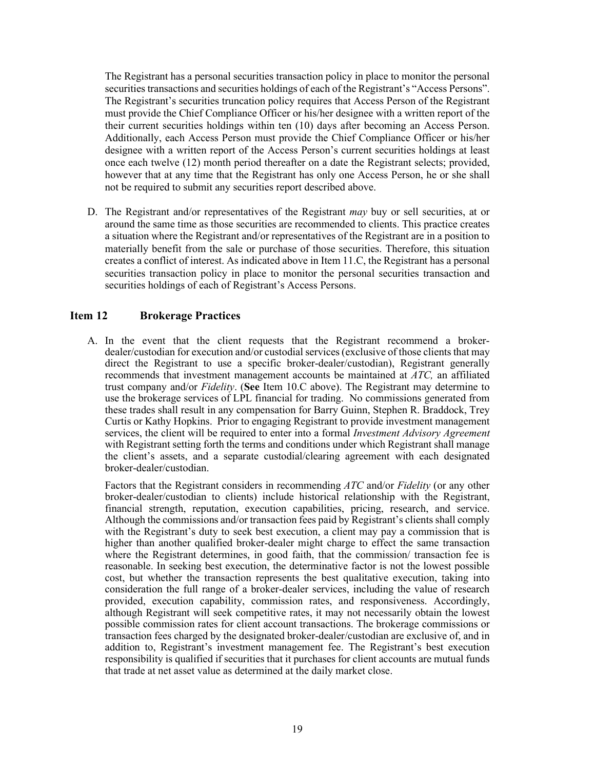The Registrant has a personal securities transaction policy in place to monitor the personal securities transactions and securities holdings of each of the Registrant's "Access Persons". The Registrant's securities truncation policy requires that Access Person of the Registrant must provide the Chief Compliance Officer or his/her designee with a written report of the their current securities holdings within ten (10) days after becoming an Access Person. Additionally, each Access Person must provide the Chief Compliance Officer or his/her designee with a written report of the Access Person's current securities holdings at least once each twelve (12) month period thereafter on a date the Registrant selects; provided, however that at any time that the Registrant has only one Access Person, he or she shall not be required to submit any securities report described above.

D. The Registrant and/or representatives of the Registrant *may* buy or sell securities, at or around the same time as those securities are recommended to clients. This practice creates a situation where the Registrant and/or representatives of the Registrant are in a position to materially benefit from the sale or purchase of those securities. Therefore, this situation creates a conflict of interest. As indicated above in Item 11.C, the Registrant has a personal securities transaction policy in place to monitor the personal securities transaction and securities holdings of each of Registrant's Access Persons.

## Item 12 Brokerage Practices

A. In the event that the client requests that the Registrant recommend a broker-dealer/custodian for execution and/or custodial services (exclusive of those clients that may direct the Registrant to use a specific broker-dealer/custodian), Registrant generally recommends that investment management accounts be maintained at *ATC,* an affiliated trust company and/or *Fidelity*. (**See** Item 10.C above). The Registrant may determine to use the brokerage services of LPL financial for trading. No commissions generated from these trades shall result in any compensation for Barry Guinn, Stephen R. Braddock, Trey Curtis or Kathy Hopkins. Prior to engaging Registrant to provide investment management services, the client will be required to enter into a formal *Investment Advisory Agreement* with Registrant setting forth the terms and conditions under which Registrant shall manage the client's assets, and a separate custodial/clearing agreement with each designated broker-dealer/custodian.

Factors that the Registrant considers in recommending *ATC* and/or *Fidelity* (or any other broker-dealer/custodian to clients) include historical relationship with the Registrant, financial strength, reputation, execution capabilities, pricing, research, and service. Although the commissions and/or transaction fees paid by Registrant's clients shall comply with the Registrant's duty to seek best execution, a client may pay a commission that is higher than another qualified broker-dealer might charge to effect the same transaction where the Registrant determines, in good faith, that the commission/ transaction fee is reasonable. In seeking best execution, the determinative factor is not the lowest possible cost, but whether the transaction represents the best qualitative execution, taking into consideration the full range of a broker-dealer services, including the value of research provided, execution capability, commission rates, and responsiveness. Accordingly, although Registrant will seek competitive rates, it may not necessarily obtain the lowest possible commission rates for client account transactions. The brokerage commissions or transaction fees charged by the designated broker-dealer/custodian are exclusive of, and in addition to, Registrant's investment management fee. The Registrant's best execution responsibility is qualified if securities that it purchases for client accounts are mutual funds that trade at net asset value as determined at the daily market close.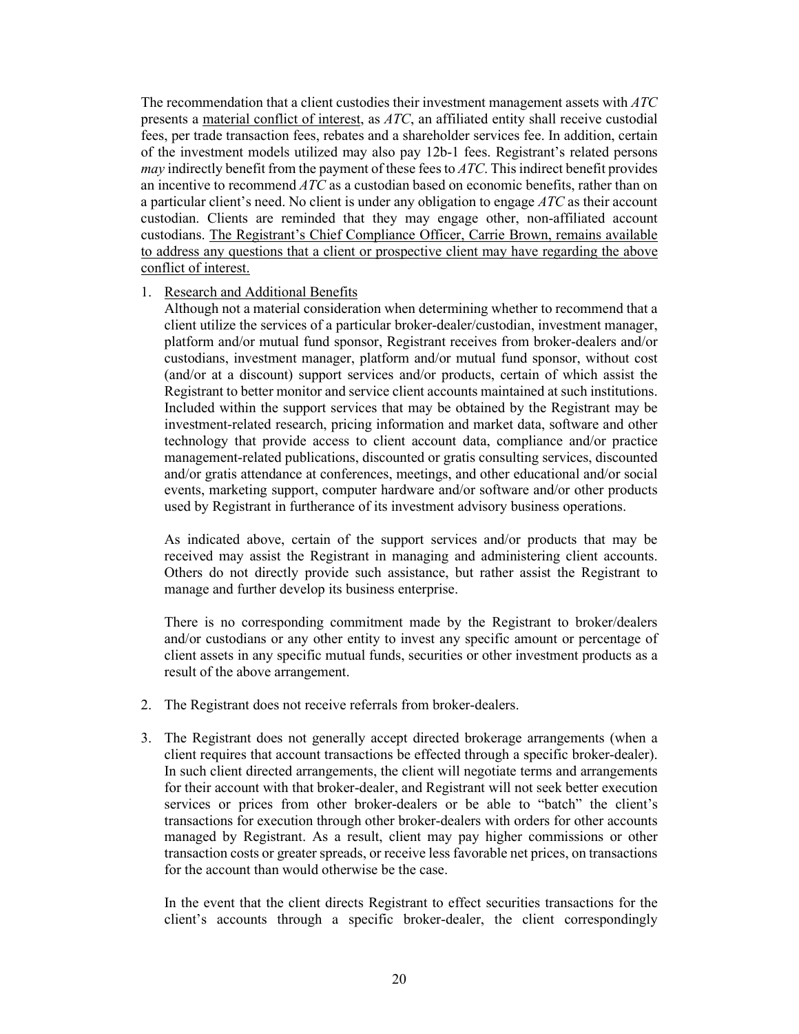The recommendation that a client custodies their investment management assets with *ATC* presents a <u>material conflict of interest</u>, as *ATC*, an affiliated entity shall receive custodial fees, per trade transaction fees, rebates and a shareholder services fee. In addition, certain of the investment models utilized may also pay 12b-1 fees. Registrant's related persons *may* indirectly benefit from the payment of these fees to *ATC*. This indirect benefit provides an incentive to recommend *ATC* as a custodian based on economic benefits, rather than on a particular client's need. No client is under any obligation to engage *ATC* as their account custodian. Clients are reminded that they may engage other, non-affiliated account custodians. <u>The Registrant's Chief Compliance Officer, Carrie Brown, remains available to address any questions that a client or prospective client may have regarding the above conflict of interest.</u>

1. <u>Research and Additional Benefits</u>

   Although not a material consideration when determining whether to recommend that a client utilize the services of a particular broker-dealer/custodian, investment manager, platform and/or mutual fund sponsor, Registrant receives from broker-dealers and/or custodians, investment manager, platform and/or mutual fund sponsor, without cost (and/or at a discount) support services and/or products, certain of which assist the Registrant to better monitor and service client accounts maintained at such institutions. Included within the support services that may be obtained by the Registrant may be investment-related research, pricing information and market data, software and other technology that provide access to client account data, compliance and/or practice management-related publications, discounted or gratis consulting services, discounted and/or gratis attendance at conferences, meetings, and other educational and/or social events, marketing support, computer hardware and/or software and/or other products used by Registrant in furtherance of its investment advisory business operations.

   As indicated above, certain of the support services and/or products that may be received may assist the Registrant in managing and administering client accounts. Others do not directly provide such assistance, but rather assist the Registrant to manage and further develop its business enterprise.

   There is no corresponding commitment made by the Registrant to broker/dealers and/or custodians or any other entity to invest any specific amount or percentage of client assets in any specific mutual funds, securities or other investment products as a result of the above arrangement.

2. The Registrant does not receive referrals from broker-dealers.

3. The Registrant does not generally accept directed brokerage arrangements (when a client requires that account transactions be effected through a specific broker-dealer). In such client directed arrangements, the client will negotiate terms and arrangements for their account with that broker-dealer, and Registrant will not seek better execution services or prices from other broker-dealers or be able to "batch" the client's transactions for execution through other broker-dealers with orders for other accounts managed by Registrant. As a result, client may pay higher commissions or other transaction costs or greater spreads, or receive less favorable net prices, on transactions for the account than would otherwise be the case.

   In the event that the client directs Registrant to effect securities transactions for the client's accounts through a specific broker-dealer, the client correspondingly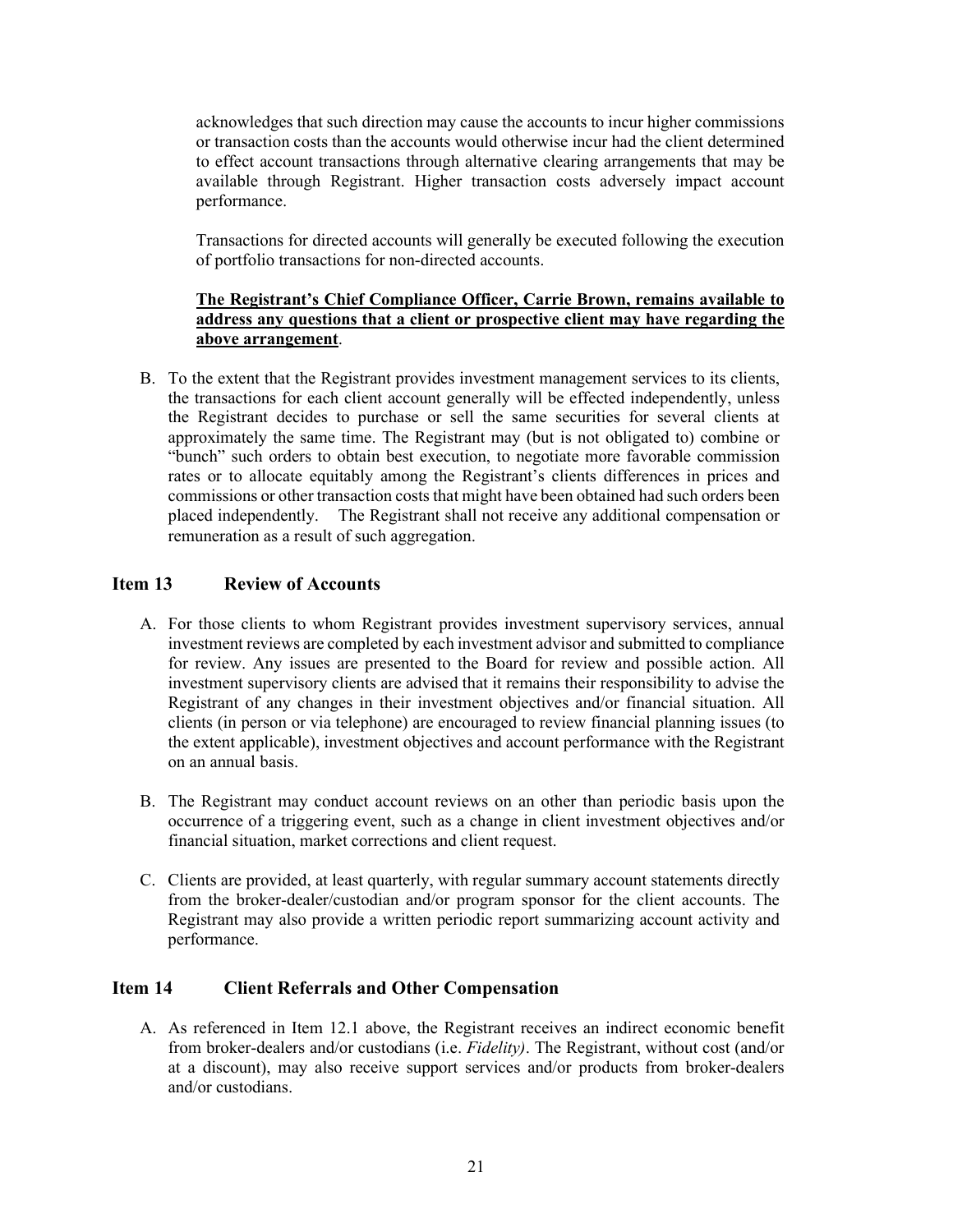acknowledges that such direction may cause the accounts to incur higher commissions or transaction costs than the accounts would otherwise incur had the client determined to effect account transactions through alternative clearing arrangements that may be available through Registrant. Higher transaction costs adversely impact account performance.

Transactions for directed accounts will generally be executed following the execution of portfolio transactions for non-directed accounts.

**The Registrant's Chief Compliance Officer, Carrie Brown, remains available to address any questions that a client or prospective client may have regarding the above arrangement**.

B. To the extent that the Registrant provides investment management services to its clients, the transactions for each client account generally will be effected independently, unless the Registrant decides to purchase or sell the same securities for several clients at approximately the same time. The Registrant may (but is not obligated to) combine or "bunch" such orders to obtain best execution, to negotiate more favorable commission rates or to allocate equitably among the Registrant's clients differences in prices and commissions or other transaction costs that might have been obtained had such orders been placed independently. The Registrant shall not receive any additional compensation or remuneration as a result of such aggregation.

## Item 13 Review of Accounts

A. For those clients to whom Registrant provides investment supervisory services, annual investment reviews are completed by each investment advisor and submitted to compliance for review. Any issues are presented to the Board for review and possible action. All investment supervisory clients are advised that it remains their responsibility to advise the Registrant of any changes in their investment objectives and/or financial situation. All clients (in person or via telephone) are encouraged to review financial planning issues (to the extent applicable), investment objectives and account performance with the Registrant on an annual basis.

B. The Registrant may conduct account reviews on an other than periodic basis upon the occurrence of a triggering event, such as a change in client investment objectives and/or financial situation, market corrections and client request.

C. Clients are provided, at least quarterly, with regular summary account statements directly from the broker-dealer/custodian and/or program sponsor for the client accounts. The Registrant may also provide a written periodic report summarizing account activity and performance.

## Item 14 Client Referrals and Other Compensation

A. As referenced in Item 12.1 above, the Registrant receives an indirect economic benefit from broker-dealers and/or custodians (i.e. *Fidelity)*. The Registrant, without cost (and/or at a discount), may also receive support services and/or products from broker-dealers and/or custodians.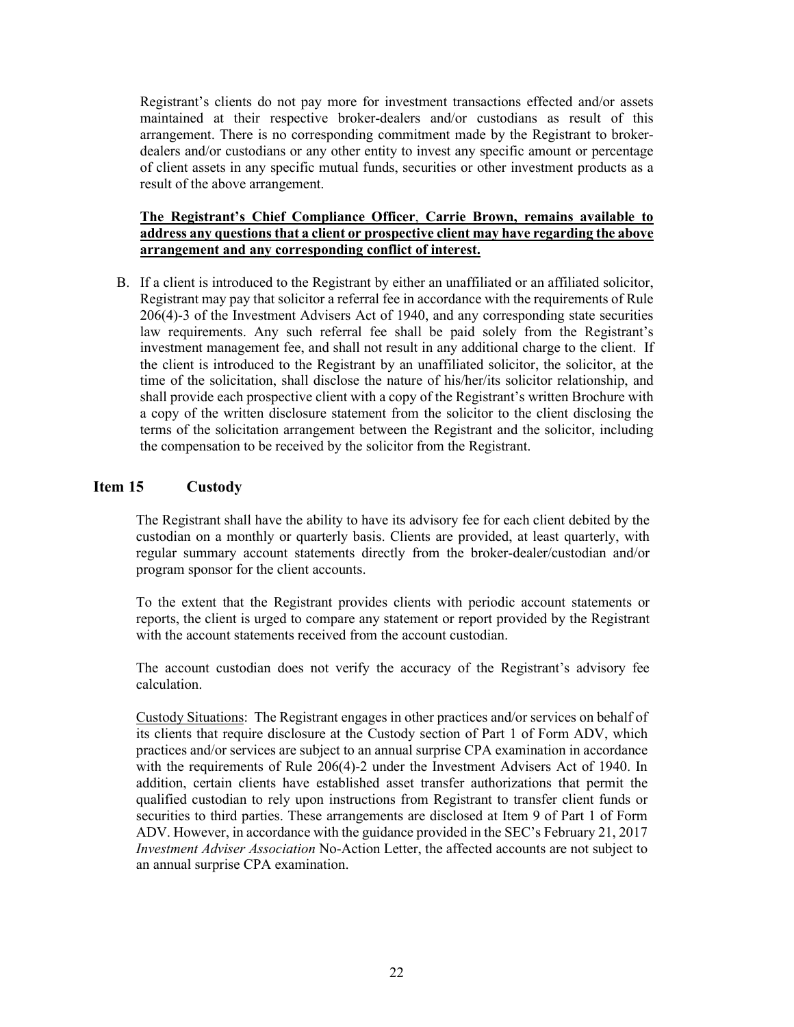Registrant's clients do not pay more for investment transactions effected and/or assets maintained at their respective broker-dealers and/or custodians as result of this arrangement. There is no corresponding commitment made by the Registrant to broker-dealers and/or custodians or any other entity to invest any specific amount or percentage of client assets in any specific mutual funds, securities or other investment products as a result of the above arrangement.

**The Registrant's Chief Compliance Officer, Carrie Brown, remains available to address any questions that a client or prospective client may have regarding the above arrangement and any corresponding conflict of interest.**

B. If a client is introduced to the Registrant by either an unaffiliated or an affiliated solicitor, Registrant may pay that solicitor a referral fee in accordance with the requirements of Rule 206(4)-3 of the Investment Advisers Act of 1940, and any corresponding state securities law requirements. Any such referral fee shall be paid solely from the Registrant's investment management fee, and shall not result in any additional charge to the client. If the client is introduced to the Registrant by an unaffiliated solicitor, the solicitor, at the time of the solicitation, shall disclose the nature of his/her/its solicitor relationship, and shall provide each prospective client with a copy of the Registrant's written Brochure with a copy of the written disclosure statement from the solicitor to the client disclosing the terms of the solicitation arrangement between the Registrant and the solicitor, including the compensation to be received by the solicitor from the Registrant.

## Item 15 Custody

The Registrant shall have the ability to have its advisory fee for each client debited by the custodian on a monthly or quarterly basis. Clients are provided, at least quarterly, with regular summary account statements directly from the broker-dealer/custodian and/or program sponsor for the client accounts.

To the extent that the Registrant provides clients with periodic account statements or reports, the client is urged to compare any statement or report provided by the Registrant with the account statements received from the account custodian.

The account custodian does not verify the accuracy of the Registrant's advisory fee calculation.

Custody Situations: The Registrant engages in other practices and/or services on behalf of its clients that require disclosure at the Custody section of Part 1 of Form ADV, which practices and/or services are subject to an annual surprise CPA examination in accordance with the requirements of Rule 206(4)-2 under the Investment Advisers Act of 1940. In addition, certain clients have established asset transfer authorizations that permit the qualified custodian to rely upon instructions from Registrant to transfer client funds or securities to third parties. These arrangements are disclosed at Item 9 of Part 1 of Form ADV. However, in accordance with the guidance provided in the SEC's February 21, 2017 *Investment Adviser Association* No-Action Letter, the affected accounts are not subject to an annual surprise CPA examination.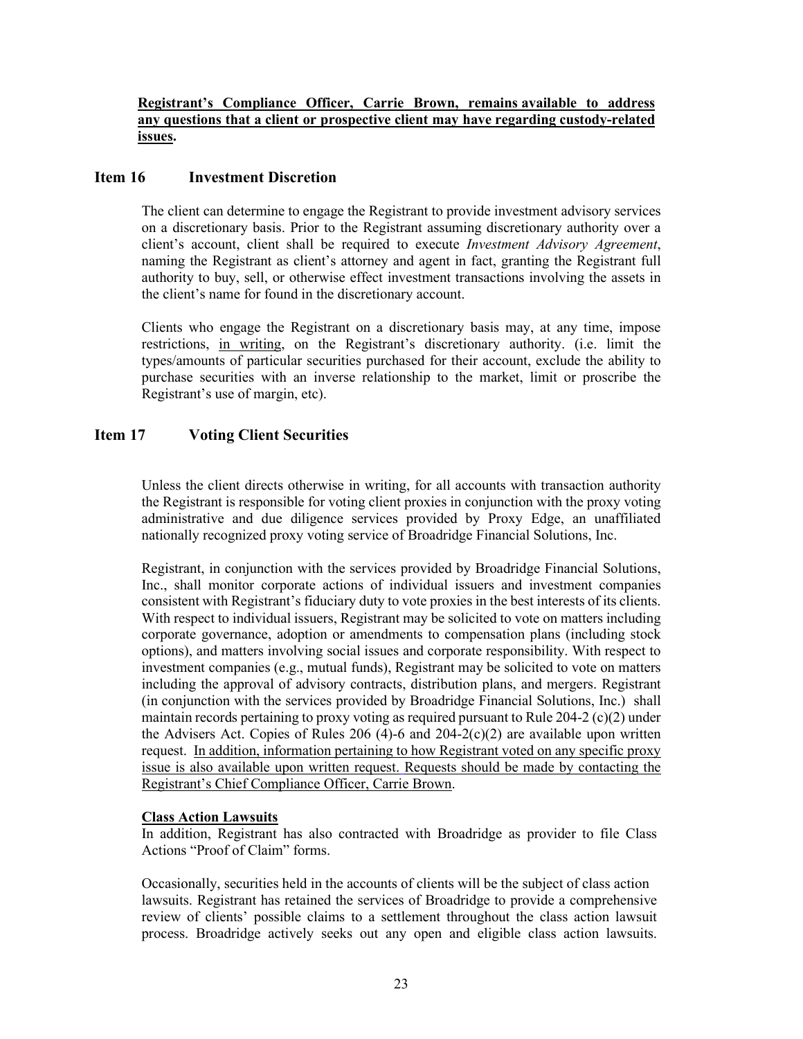**<u>Registrant's Compliance Officer, Carrie Brown, remains available to address any questions that a client or prospective client may have regarding custody-related issues</u>.**

## Item 16 Investment Discretion

The client can determine to engage the Registrant to provide investment advisory services on a discretionary basis. Prior to the Registrant assuming discretionary authority over a client's account, client shall be required to execute *Investment Advisory Agreement*, naming the Registrant as client's attorney and agent in fact, granting the Registrant full authority to buy, sell, or otherwise effect investment transactions involving the assets in the client's name for found in the discretionary account.

Clients who engage the Registrant on a discretionary basis may, at any time, impose restrictions, <u>in writing</u>, on the Registrant's discretionary authority. (i.e. limit the types/amounts of particular securities purchased for their account, exclude the ability to purchase securities with an inverse relationship to the market, limit or proscribe the Registrant's use of margin, etc).

## Item 17 Voting Client Securities

Unless the client directs otherwise in writing, for all accounts with transaction authority the Registrant is responsible for voting client proxies in conjunction with the proxy voting administrative and due diligence services provided by Proxy Edge, an unaffiliated nationally recognized proxy voting service of Broadridge Financial Solutions, Inc.

Registrant, in conjunction with the services provided by Broadridge Financial Solutions, Inc., shall monitor corporate actions of individual issuers and investment companies consistent with Registrant's fiduciary duty to vote proxies in the best interests of its clients. With respect to individual issuers, Registrant may be solicited to vote on matters including corporate governance, adoption or amendments to compensation plans (including stock options), and matters involving social issues and corporate responsibility. With respect to investment companies (e.g., mutual funds), Registrant may be solicited to vote on matters including the approval of advisory contracts, distribution plans, and mergers. Registrant (in conjunction with the services provided by Broadridge Financial Solutions, Inc.) shall maintain records pertaining to proxy voting as required pursuant to Rule 204-2 (c)(2) under the Advisers Act. Copies of Rules 206 (4)-6 and 204-2(c)(2) are available upon written request. <u>In addition, information pertaining to how Registrant voted on any specific proxy issue is also available upon written request. Requests should be made by contacting the Registrant's Chief Compliance Officer, Carrie Brown</u>.

**<u>Class Action Lawsuits</u>**

In addition, Registrant has also contracted with Broadridge as provider to file Class Actions "Proof of Claim" forms.

Occasionally, securities held in the accounts of clients will be the subject of class action lawsuits. Registrant has retained the services of Broadridge to provide a comprehensive review of clients' possible claims to a settlement throughout the class action lawsuit process. Broadridge actively seeks out any open and eligible class action lawsuits.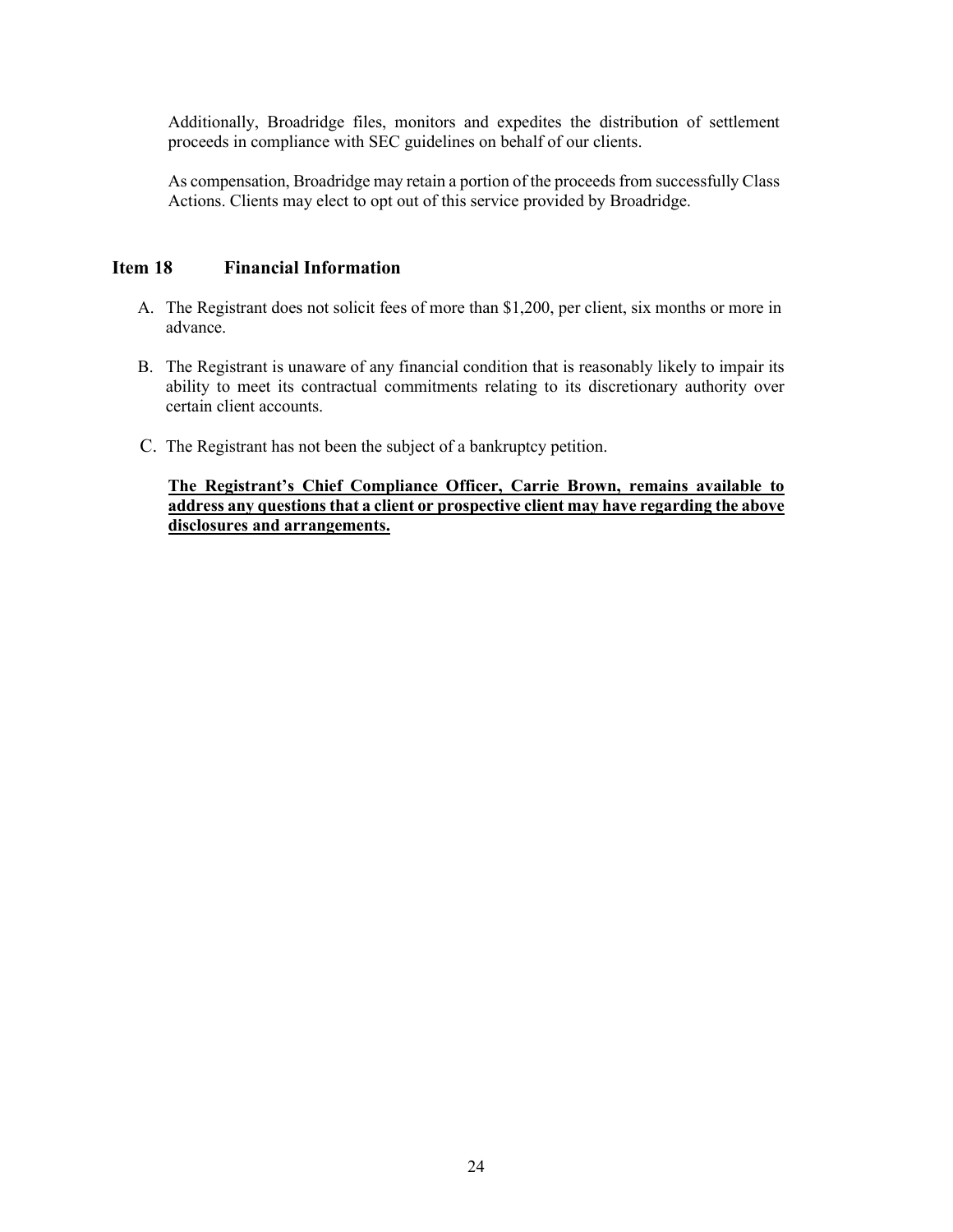Additionally, Broadridge files, monitors and expedites the distribution of settlement proceeds in compliance with SEC guidelines on behalf of our clients.

As compensation, Broadridge may retain a portion of the proceeds from successfully Class Actions. Clients may elect to opt out of this service provided by Broadridge.

## Item 18 Financial Information

A. The Registrant does not solicit fees of more than $1,200, per client, six months or more in advance.

B. The Registrant is unaware of any financial condition that is reasonably likely to impair its ability to meet its contractual commitments relating to its discretionary authority over certain client accounts.

C. The Registrant has not been the subject of a bankruptcy petition.

**<u>The Registrant's Chief Compliance Officer, Carrie Brown, remains available to address any questions that a client or prospective client may have regarding the above disclosures and arrangements.</u>**